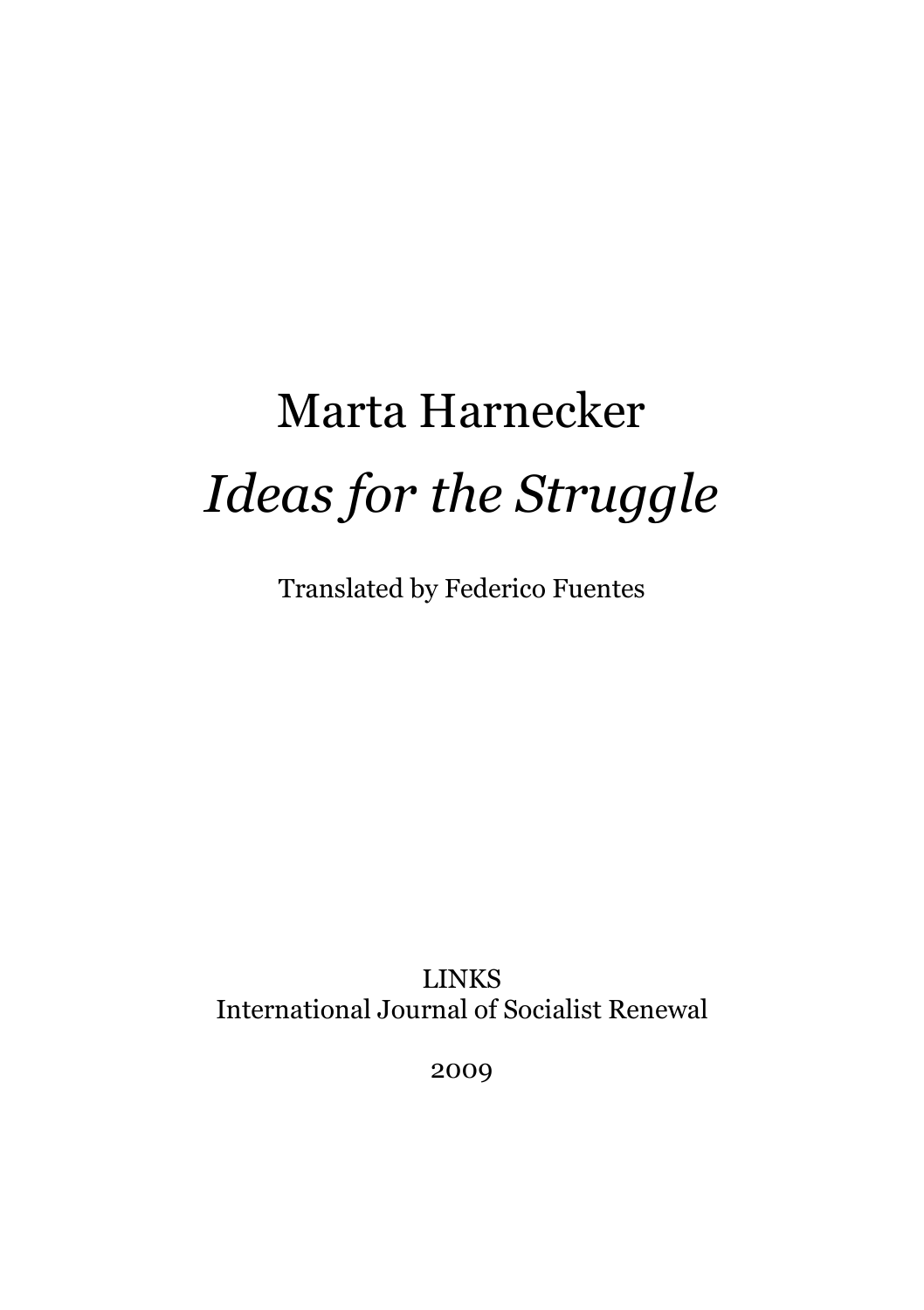# Marta Harnecker

# *Ideas for the Struggle*

Translated by Federico Fuentes

LINKS
International Journal of Socialist Renewal

2009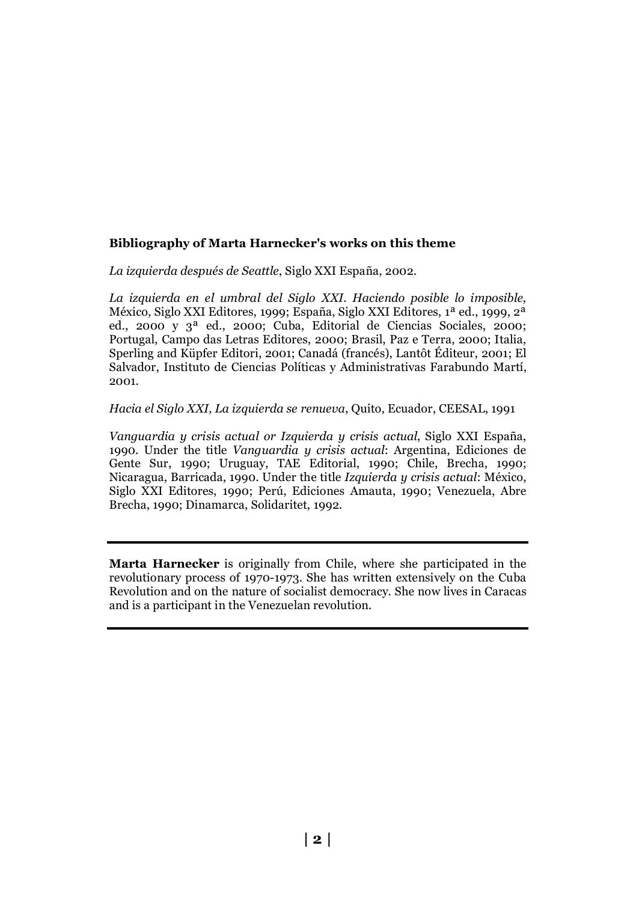**Bibliography of Marta Harnecker's works on this theme**

*La izquierda después de Seattle*, Siglo XXI España, 2002.

*La izquierda en el umbral del Siglo XXI. Haciendo posible lo imposible*, México, Siglo XXI Editores, 1999; España, Siglo XXI Editores, 1ª ed., 1999, 2ª ed., 2000 y 3ª ed., 2000; Cuba, Editorial de Ciencias Sociales, 2000; Portugal, Campo das Letras Editores, 2000; Brasil, Paz e Terra, 2000; Italia, Sperling and Küpfer Editori, 2001; Canadá (francés), Lantôt Éditeur, 2001; El Salvador, Instituto de Ciencias Políticas y Administrativas Farabundo Martí, 2001.

*Hacia el Siglo XXI, La izquierda se renueva*, Quito, Ecuador, CEESAL, 1991

*Vanguardia y crisis actual or Izquierda y crisis actual*, Siglo XXI España, 1990. Under the title *Vanguardia y crisis actual*: Argentina, Ediciones de Gente Sur, 1990; Uruguay, TAE Editorial, 1990; Chile, Brecha, 1990; Nicaragua, Barricada, 1990. Under the title *Izquierda y crisis actual*: México, Siglo XXI Editores, 1990; Perú, Ediciones Amauta, 1990; Venezuela, Abre Brecha, 1990; Dinamarca, Solidaritet, 1992.

---

**Marta Harnecker** is originally from Chile, where she participated in the revolutionary process of 1970-1973. She has written extensively on the Cuba Revolution and on the nature of socialist democracy. She now lives in Caracas and is a participant in the Venezuelan revolution.

---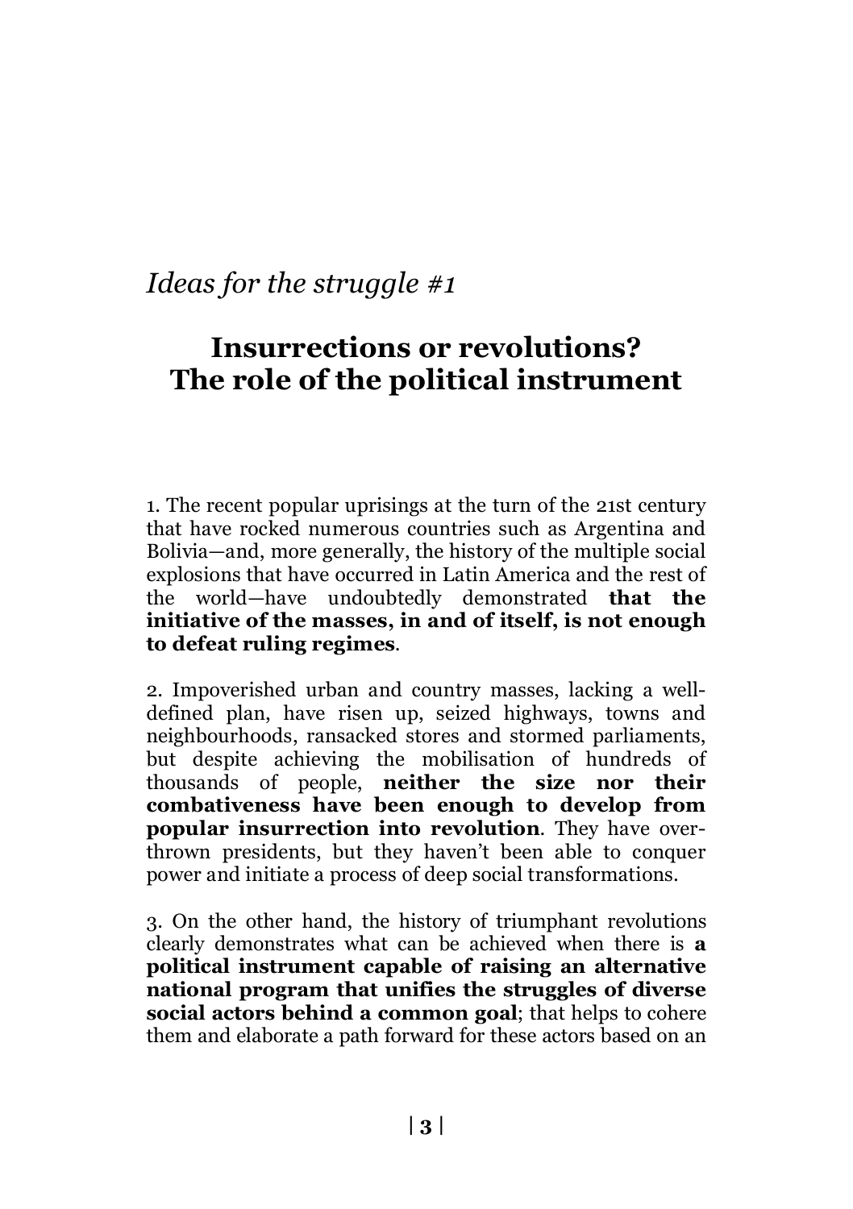*Ideas for the struggle #1*

# Insurrections or revolutions? The role of the political instrument

1. The recent popular uprisings at the turn of the 21st century that have rocked numerous countries such as Argentina and Bolivia—and, more generally, the history of the multiple social explosions that have occurred in Latin America and the rest of the world—have undoubtedly demonstrated **that the initiative of the masses, in and of itself, is not enough to defeat ruling regimes**.

2. Impoverished urban and country masses, lacking a well-defined plan, have risen up, seized highways, towns and neighbourhoods, ransacked stores and stormed parliaments, but despite achieving the mobilisation of hundreds of thousands of people, **neither the size nor their combativeness have been enough to develop from popular insurrection into revolution**. They have overthrown presidents, but they haven't been able to conquer power and initiate a process of deep social transformations.

3. On the other hand, the history of triumphant revolutions clearly demonstrates what can be achieved when there is **a political instrument capable of raising an alternative national program that unifies the struggles of diverse social actors behind a common goal**; that helps to cohere them and elaborate a path forward for these actors based on an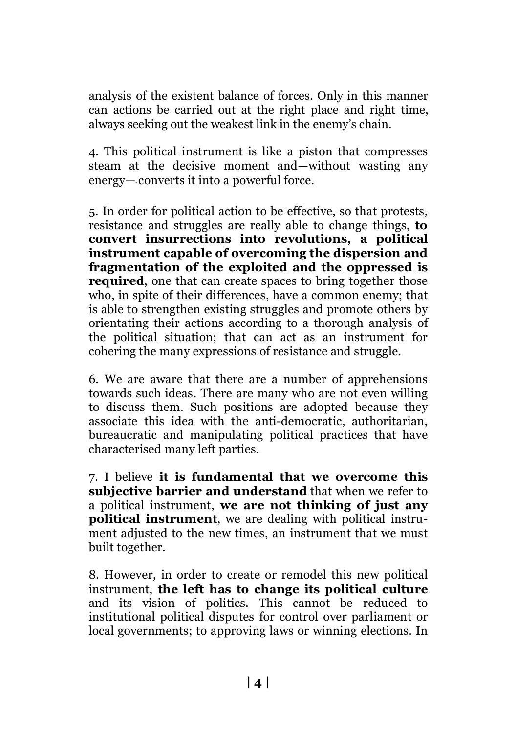analysis of the existent balance of forces. Only in this manner can actions be carried out at the right place and right time, always seeking out the weakest link in the enemy's chain.

4. This political instrument is like a piston that compresses steam at the decisive moment and—without wasting any energy— converts it into a powerful force.

5. In order for political action to be effective, so that protests, resistance and struggles are really able to change things, **to convert insurrections into revolutions, a political instrument capable of overcoming the dispersion and fragmentation of the exploited and the oppressed is required**, one that can create spaces to bring together those who, in spite of their differences, have a common enemy; that is able to strengthen existing struggles and promote others by orientating their actions according to a thorough analysis of the political situation; that can act as an instrument for cohering the many expressions of resistance and struggle.

6. We are aware that there are a number of apprehensions towards such ideas. There are many who are not even willing to discuss them. Such positions are adopted because they associate this idea with the anti-democratic, authoritarian, bureaucratic and manipulating political practices that have characterised many left parties.

7. I believe **it is fundamental that we overcome this subjective barrier and understand** that when we refer to a political instrument, **we are not thinking of just any political instrument**, we are dealing with political instrument adjusted to the new times, an instrument that we must built together.

8. However, in order to create or remodel this new political instrument, **the left has to change its political culture** and its vision of politics. This cannot be reduced to institutional political disputes for control over parliament or local governments; to approving laws or winning elections. In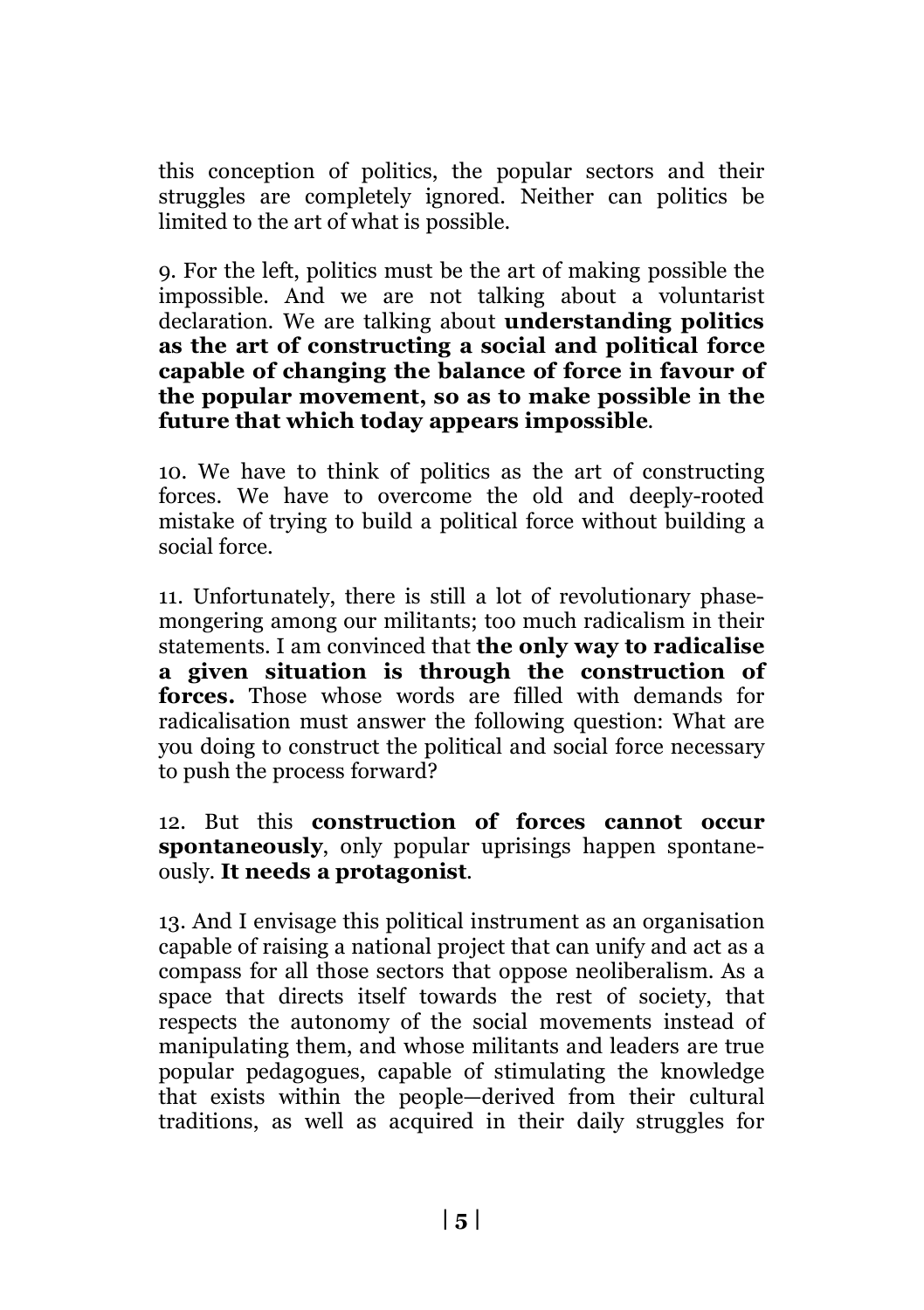this conception of politics, the popular sectors and their struggles are completely ignored. Neither can politics be limited to the art of what is possible.

9. For the left, politics must be the art of making possible the impossible. And we are not talking about a voluntarist declaration. We are talking about **understanding politics as the art of constructing a social and political force capable of changing the balance of force in favour of the popular movement, so as to make possible in the future that which today appears impossible**.

10. We have to think of politics as the art of constructing forces. We have to overcome the old and deeply-rooted mistake of trying to build a political force without building a social force.

11. Unfortunately, there is still a lot of revolutionary phase-mongering among our militants; too much radicalism in their statements. I am convinced that **the only way to radicalise a given situation is through the construction of forces.** Those whose words are filled with demands for radicalisation must answer the following question: What are you doing to construct the political and social force necessary to push the process forward?

12. But this **construction of forces cannot occur spontaneously**, only popular uprisings happen spontaneously. **It needs a protagonist**.

13. And I envisage this political instrument as an organisation capable of raising a national project that can unify and act as a compass for all those sectors that oppose neoliberalism. As a space that directs itself towards the rest of society, that respects the autonomy of the social movements instead of manipulating them, and whose militants and leaders are true popular pedagogues, capable of stimulating the knowledge that exists within the people—derived from their cultural traditions, as well as acquired in their daily struggles for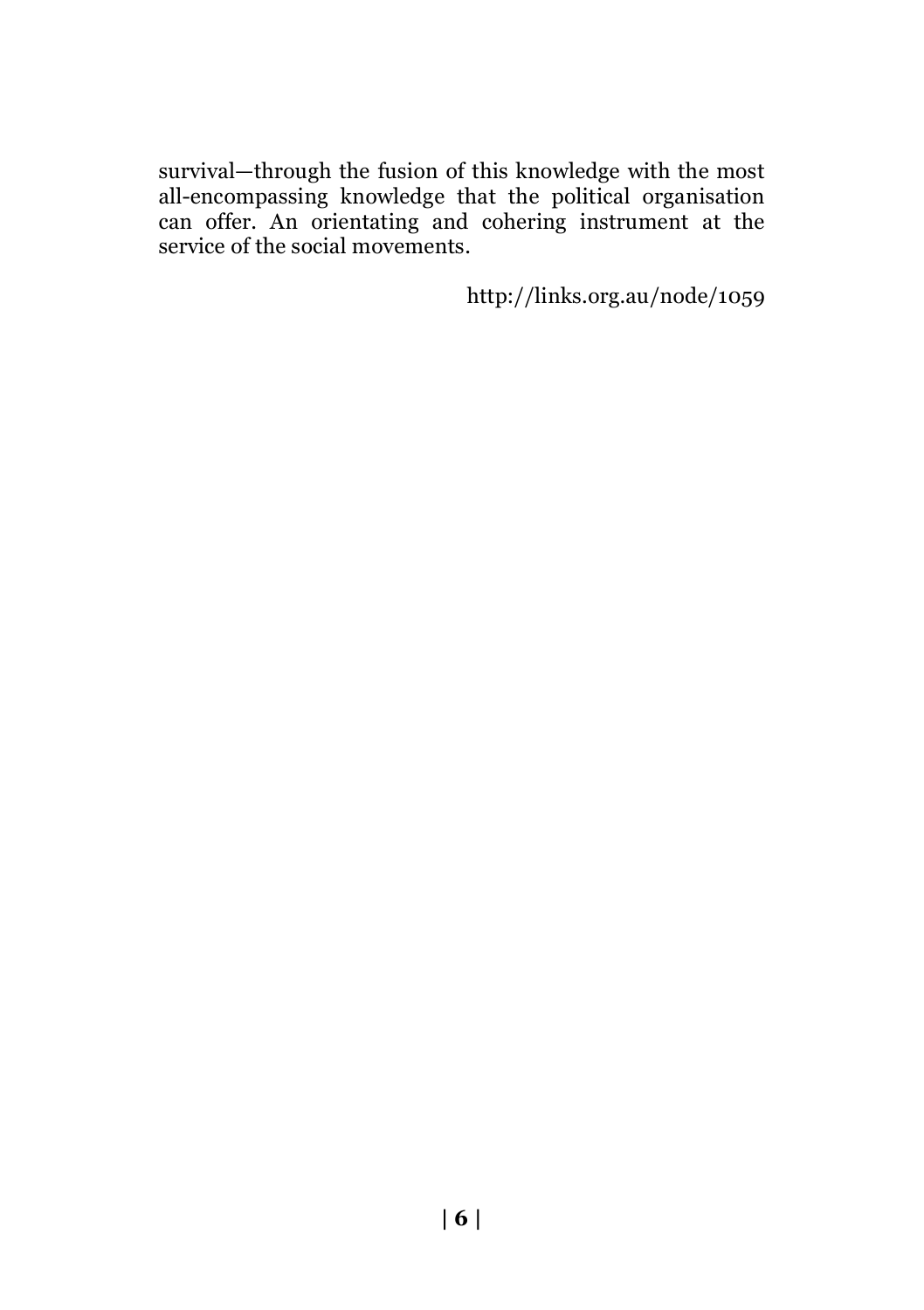survival—through the fusion of this knowledge with the most all-encompassing knowledge that the political organisation can offer. An orientating and cohering instrument at the service of the social movements.

http://links.org.au/node/1059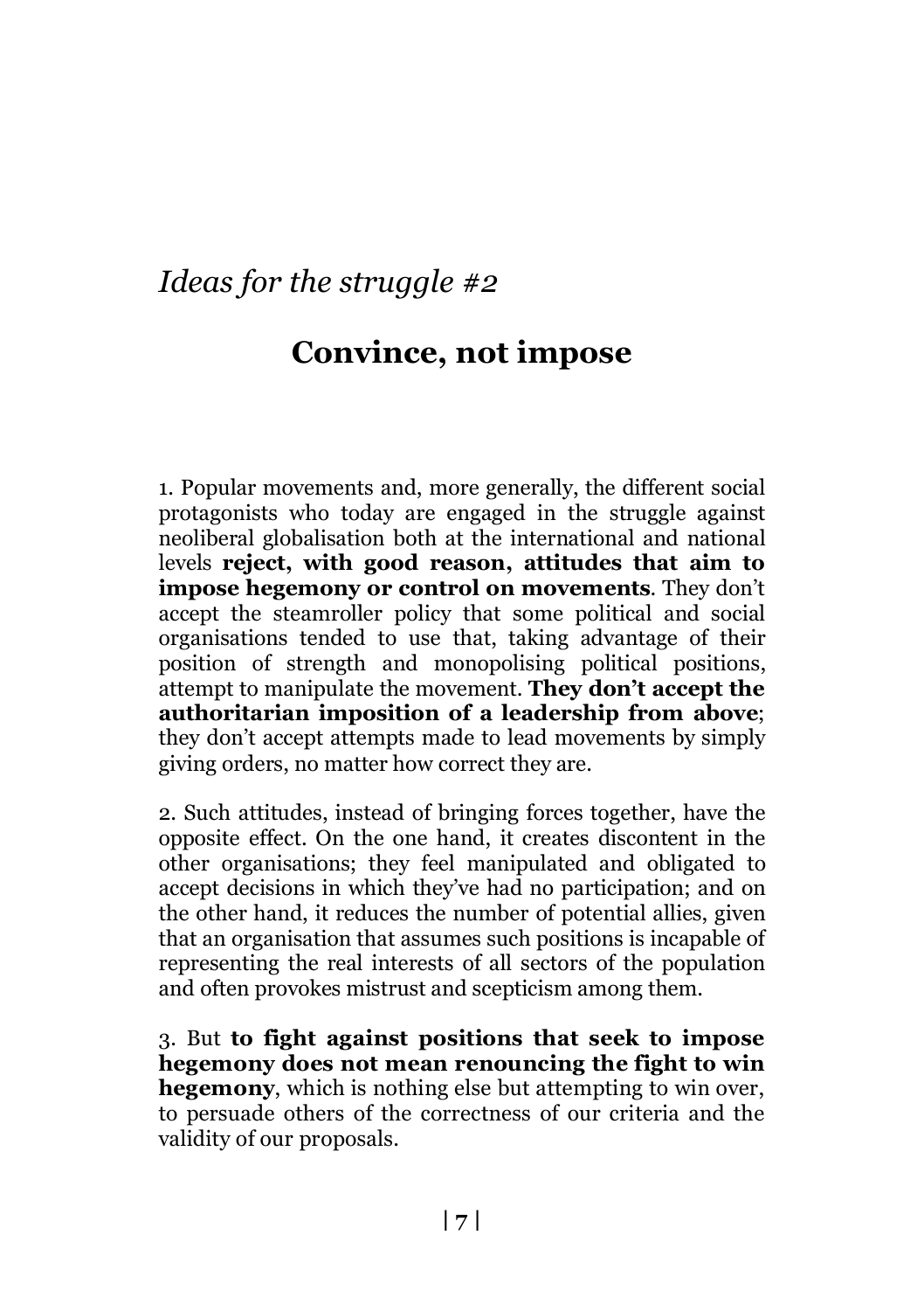*Ideas for the struggle #2*

# Convince, not impose

1. Popular movements and, more generally, the different social protagonists who today are engaged in the struggle against neoliberal globalisation both at the international and national levels **reject, with good reason, attitudes that aim to impose hegemony or control on movements**. They don't accept the steamroller policy that some political and social organisations tended to use that, taking advantage of their position of strength and monopolising political positions, attempt to manipulate the movement. **They don't accept the authoritarian imposition of a leadership from above**; they don't accept attempts made to lead movements by simply giving orders, no matter how correct they are.

2. Such attitudes, instead of bringing forces together, have the opposite effect. On the one hand, it creates discontent in the other organisations; they feel manipulated and obligated to accept decisions in which they've had no participation; and on the other hand, it reduces the number of potential allies, given that an organisation that assumes such positions is incapable of representing the real interests of all sectors of the population and often provokes mistrust and scepticism among them.

3. But **to fight against positions that seek to impose hegemony does not mean renouncing the fight to win hegemony**, which is nothing else but attempting to win over, to persuade others of the correctness of our criteria and the validity of our proposals.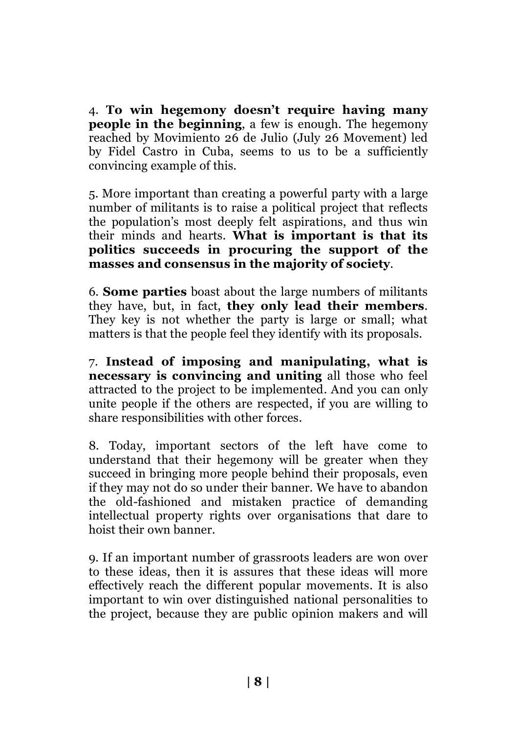4. **To win hegemony doesn't require having many people in the beginning**, a few is enough. The hegemony reached by Movimiento 26 de Julio (July 26 Movement) led by Fidel Castro in Cuba, seems to us to be a sufficiently convincing example of this.

5. More important than creating a powerful party with a large number of militants is to raise a political project that reflects the population's most deeply felt aspirations, and thus win their minds and hearts. **What is important is that its politics succeeds in procuring the support of the masses and consensus in the majority of society**.

6. **Some parties** boast about the large numbers of militants they have, but, in fact, **they only lead their members**. They key is not whether the party is large or small; what matters is that the people feel they identify with its proposals.

7. **Instead of imposing and manipulating, what is necessary is convincing and uniting** all those who feel attracted to the project to be implemented. And you can only unite people if the others are respected, if you are willing to share responsibilities with other forces.

8. Today, important sectors of the left have come to understand that their hegemony will be greater when they succeed in bringing more people behind their proposals, even if they may not do so under their banner. We have to abandon the old-fashioned and mistaken practice of demanding intellectual property rights over organisations that dare to hoist their own banner.

9. If an important number of grassroots leaders are won over to these ideas, then it is assures that these ideas will more effectively reach the different popular movements. It is also important to win over distinguished national personalities to the project, because they are public opinion makers and will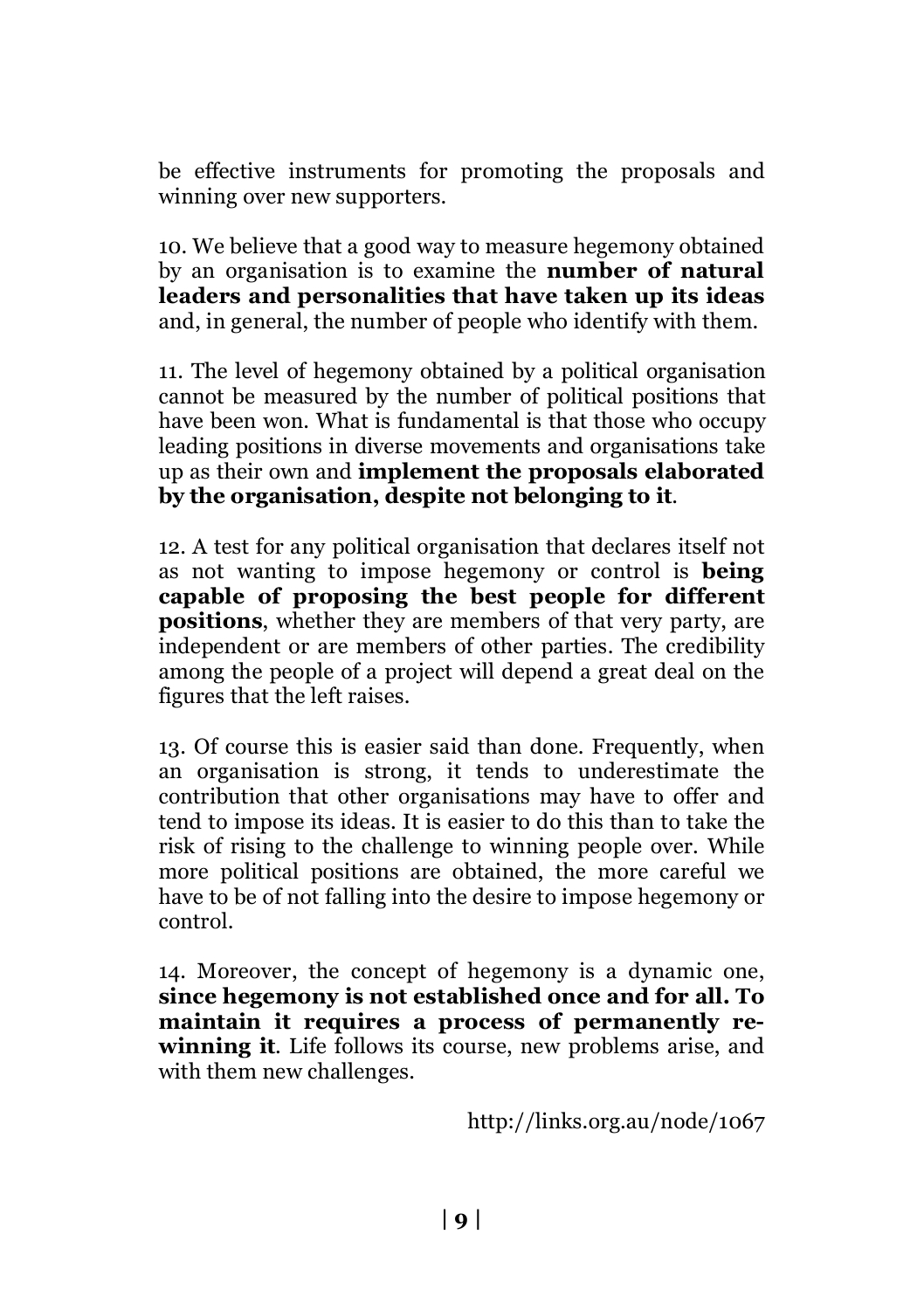be effective instruments for promoting the proposals and winning over new supporters.

10. We believe that a good way to measure hegemony obtained by an organisation is to examine the **number of natural leaders and personalities that have taken up its ideas** and, in general, the number of people who identify with them.

11. The level of hegemony obtained by a political organisation cannot be measured by the number of political positions that have been won. What is fundamental is that those who occupy leading positions in diverse movements and organisations take up as their own and **implement the proposals elaborated by the organisation, despite not belonging to it**.

12. A test for any political organisation that declares itself not as not wanting to impose hegemony or control is **being capable of proposing the best people for different positions**, whether they are members of that very party, are independent or are members of other parties. The credibility among the people of a project will depend a great deal on the figures that the left raises.

13. Of course this is easier said than done. Frequently, when an organisation is strong, it tends to underestimate the contribution that other organisations may have to offer and tend to impose its ideas. It is easier to do this than to take the risk of rising to the challenge to winning people over. While more political positions are obtained, the more careful we have to be of not falling into the desire to impose hegemony or control.

14. Moreover, the concept of hegemony is a dynamic one, **since hegemony is not established once and for all. To maintain it requires a process of permanently re-winning it**. Life follows its course, new problems arise, and with them new challenges.

http://links.org.au/node/1067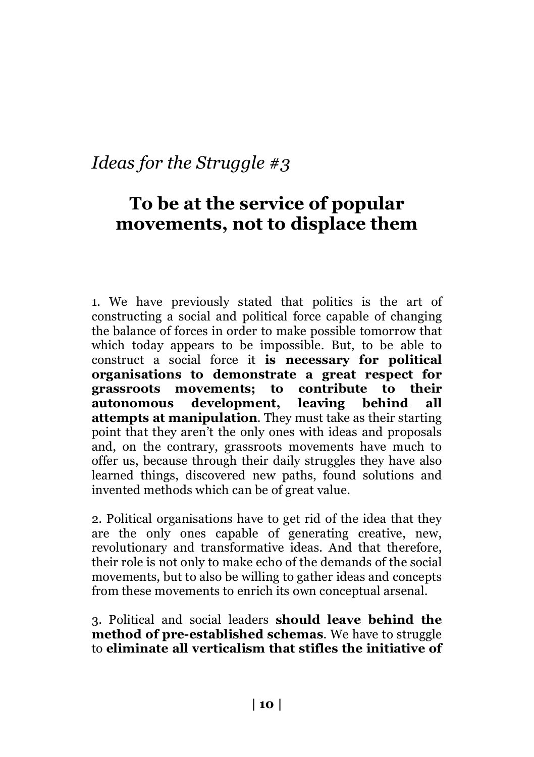*Ideas for the Struggle #3*

## To be at the service of popular movements, not to displace them

1. We have previously stated that politics is the art of constructing a social and political force capable of changing the balance of forces in order to make possible tomorrow that which today appears to be impossible. But, to be able to construct a social force it **is necessary for political organisations to demonstrate a great respect for grassroots movements; to contribute to their autonomous development, leaving behind all attempts at manipulation**. They must take as their starting point that they aren't the only ones with ideas and proposals and, on the contrary, grassroots movements have much to offer us, because through their daily struggles they have also learned things, discovered new paths, found solutions and invented methods which can be of great value.

2. Political organisations have to get rid of the idea that they are the only ones capable of generating creative, new, revolutionary and transformative ideas. And that therefore, their role is not only to make echo of the demands of the social movements, but to also be willing to gather ideas and concepts from these movements to enrich its own conceptual arsenal.

3. Political and social leaders **should leave behind the method of pre-established schemas**. We have to struggle to **eliminate all verticalism that stifles the initiative of**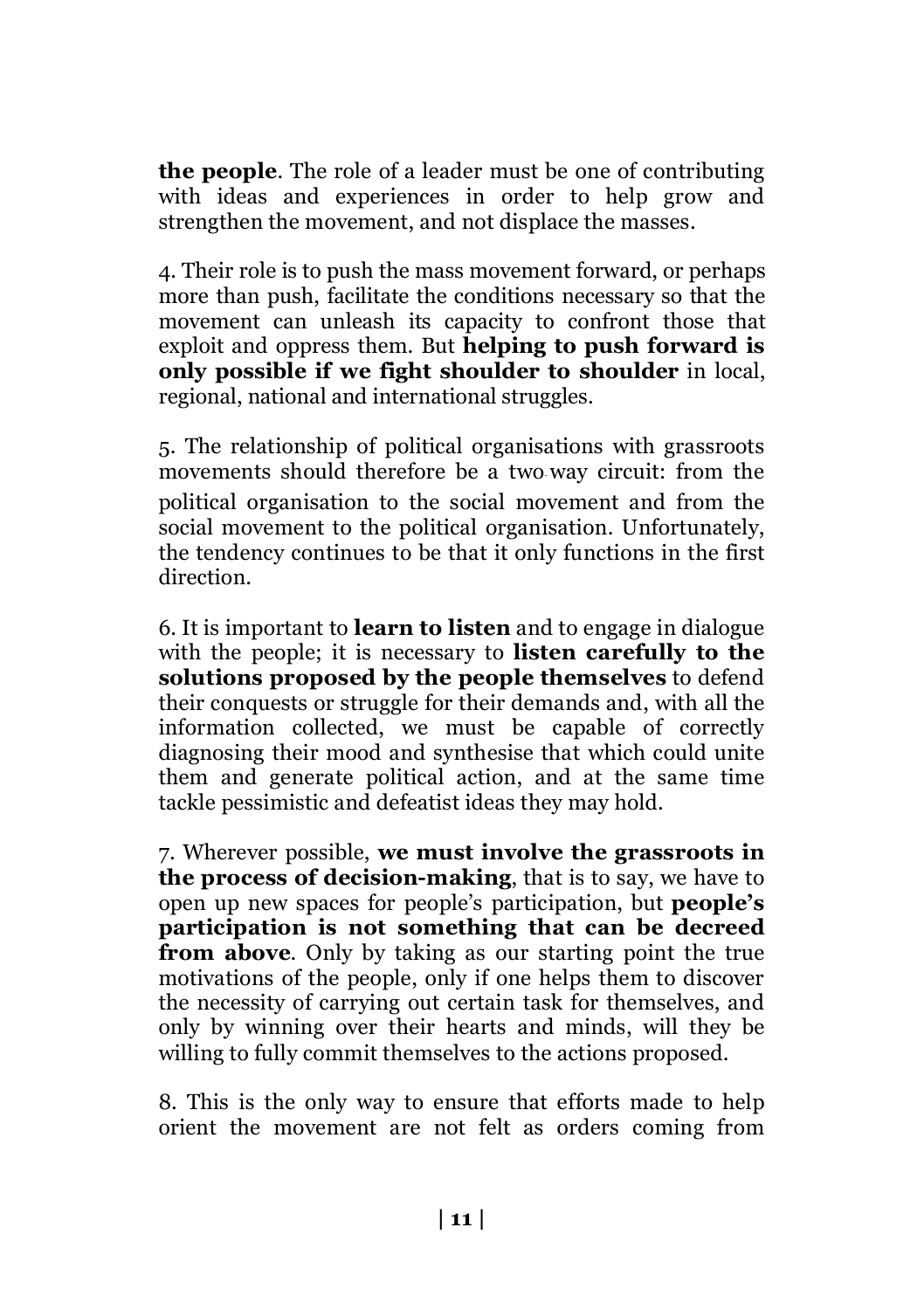**the people**. The role of a leader must be one of contributing with ideas and experiences in order to help grow and strengthen the movement, and not displace the masses.

4. Their role is to push the mass movement forward, or perhaps more than push, facilitate the conditions necessary so that the movement can unleash its capacity to confront those that exploit and oppress them. But **helping to push forward is only possible if we fight shoulder to shoulder** in local, regional, national and international struggles.

5. The relationship of political organisations with grassroots movements should therefore be a two-way circuit: from the political organisation to the social movement and from the social movement to the political organisation. Unfortunately, the tendency continues to be that it only functions in the first direction.

6. It is important to **learn to listen** and to engage in dialogue with the people; it is necessary to **listen carefully to the solutions proposed by the people themselves** to defend their conquests or struggle for their demands and, with all the information collected, we must be capable of correctly diagnosing their mood and synthesise that which could unite them and generate political action, and at the same time tackle pessimistic and defeatist ideas they may hold.

7. Wherever possible, **we must involve the grassroots in the process of decision-making**, that is to say, we have to open up new spaces for people's participation, but **people's participation is not something that can be decreed from above**. Only by taking as our starting point the true motivations of the people, only if one helps them to discover the necessity of carrying out certain task for themselves, and only by winning over their hearts and minds, will they be willing to fully commit themselves to the actions proposed.

8. This is the only way to ensure that efforts made to help orient the movement are not felt as orders coming from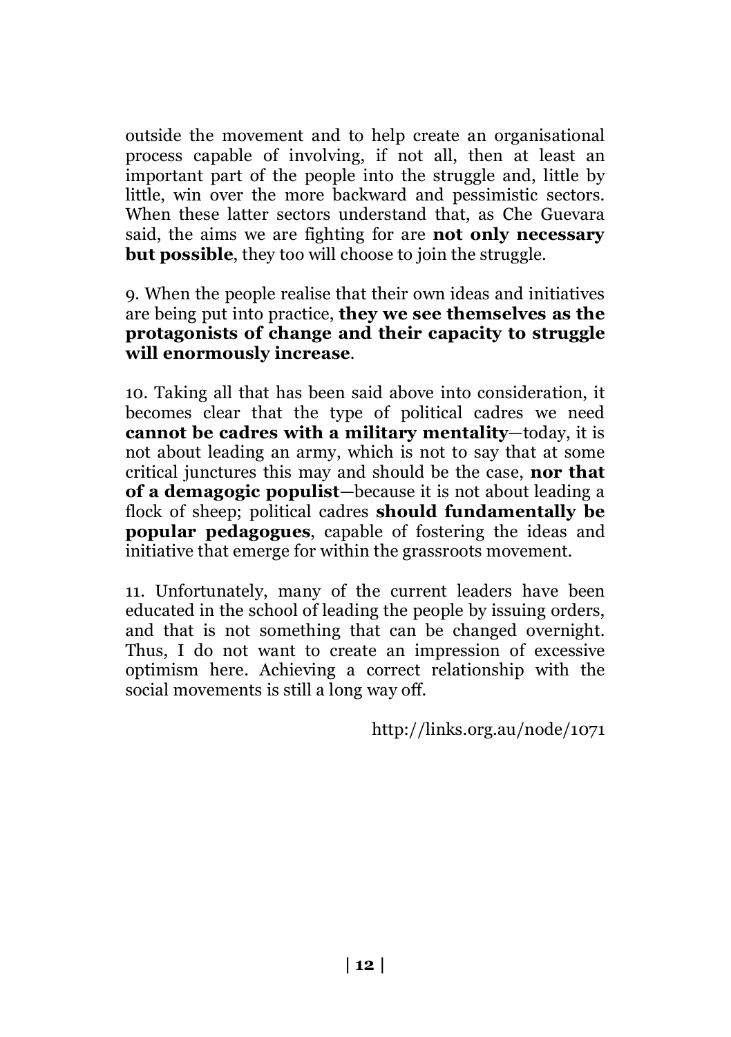outside the movement and to help create an organisational process capable of involving, if not all, then at least an important part of the people into the struggle and, little by little, win over the more backward and pessimistic sectors. When these latter sectors understand that, as Che Guevara said, the aims we are fighting for are **not only necessary but possible**, they too will choose to join the struggle.

9. When the people realise that their own ideas and initiatives are being put into practice, **they we see themselves as the protagonists of change and their capacity to struggle will enormously increase**.

10. Taking all that has been said above into consideration, it becomes clear that the type of political cadres we need **cannot be cadres with a military mentality**—today, it is not about leading an army, which is not to say that at some critical junctures this may and should be the case, **nor that of a demagogic populist**—because it is not about leading a flock of sheep; political cadres **should fundamentally be popular pedagogues**, capable of fostering the ideas and initiative that emerge for within the grassroots movement.

11. Unfortunately, many of the current leaders have been educated in the school of leading the people by issuing orders, and that is not something that can be changed overnight. Thus, I do not want to create an impression of excessive optimism here. Achieving a correct relationship with the social movements is still a long way off.

http://links.org.au/node/1071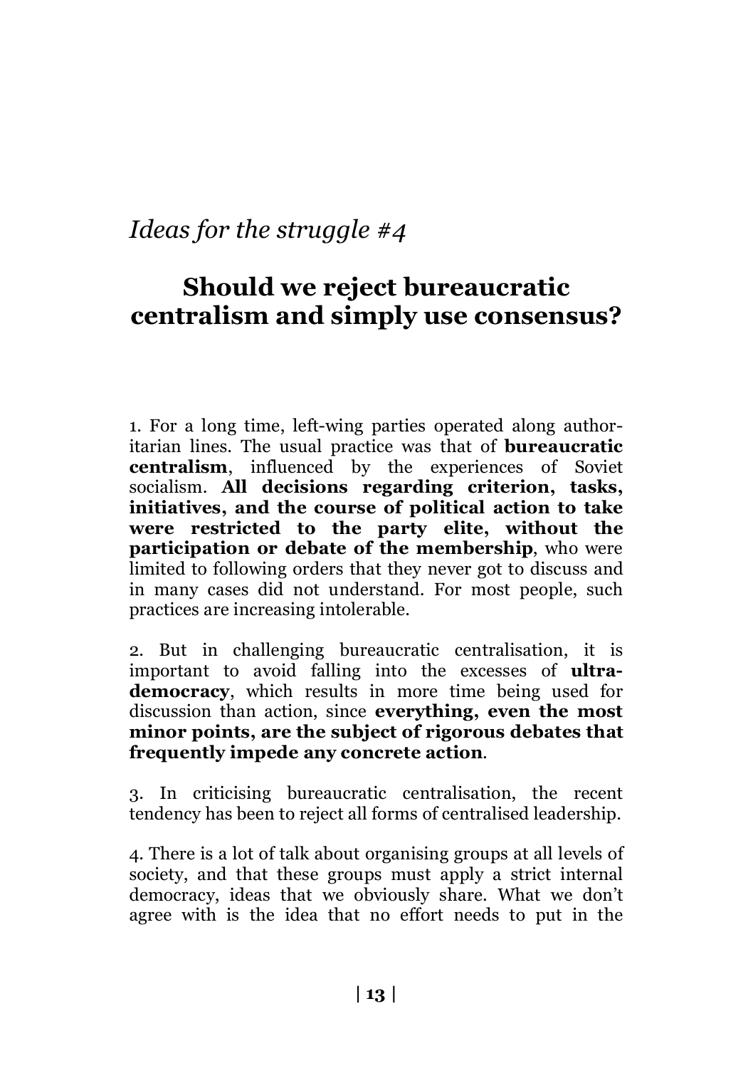*Ideas for the struggle #4*

# Should we reject bureaucratic centralism and simply use consensus?

1. For a long time, left-wing parties operated along authoritarian lines. The usual practice was that of **bureaucratic centralism**, influenced by the experiences of Soviet socialism. **All decisions regarding criterion, tasks, initiatives, and the course of political action to take were restricted to the party elite, without the participation or debate of the membership**, who were limited to following orders that they never got to discuss and in many cases did not understand. For most people, such practices are increasing intolerable.

2. But in challenging bureaucratic centralisation, it is important to avoid falling into the excesses of **ultra-democracy**, which results in more time being used for discussion than action, since **everything, even the most minor points, are the subject of rigorous debates that frequently impede any concrete action**.

3. In criticising bureaucratic centralisation, the recent tendency has been to reject all forms of centralised leadership.

4. There is a lot of talk about organising groups at all levels of society, and that these groups must apply a strict internal democracy, ideas that we obviously share. What we don't agree with is the idea that no effort needs to put in the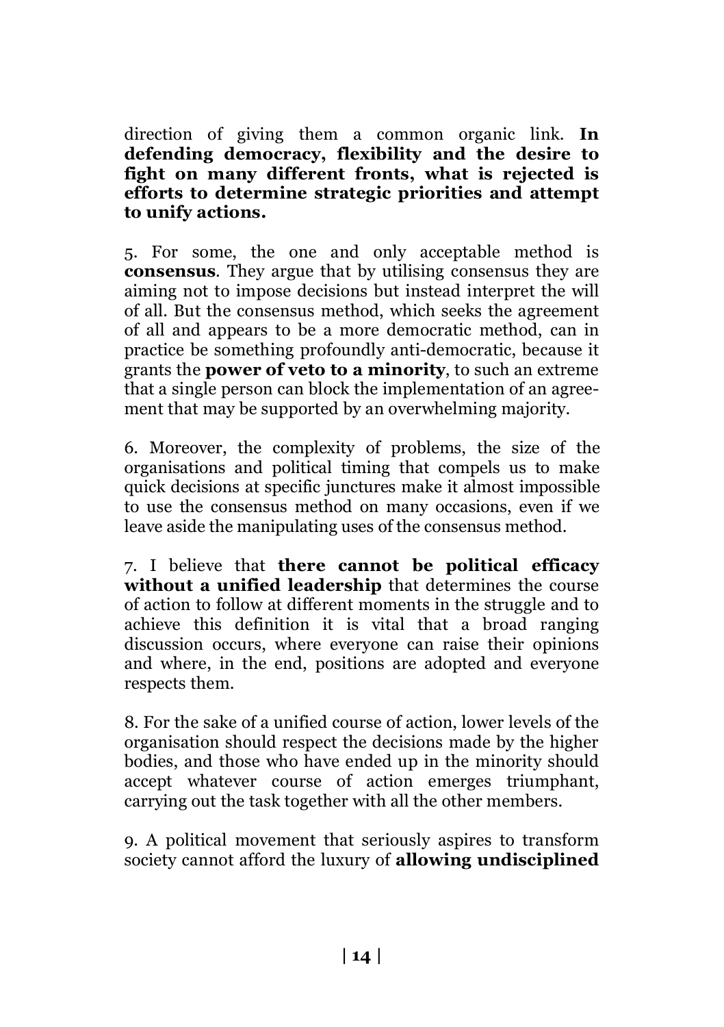direction of giving them a common organic link. **In defending democracy, flexibility and the desire to fight on many different fronts, what is rejected is efforts to determine strategic priorities and attempt to unify actions.**

5. For some, the one and only acceptable method is **consensus**. They argue that by utilising consensus they are aiming not to impose decisions but instead interpret the will of all. But the consensus method, which seeks the agreement of all and appears to be a more democratic method, can in practice be something profoundly anti-democratic, because it grants the **power of veto to a minority**, to such an extreme that a single person can block the implementation of an agreement that may be supported by an overwhelming majority.

6. Moreover, the complexity of problems, the size of the organisations and political timing that compels us to make quick decisions at specific junctures make it almost impossible to use the consensus method on many occasions, even if we leave aside the manipulating uses of the consensus method.

7. I believe that **there cannot be political efficacy without a unified leadership** that determines the course of action to follow at different moments in the struggle and to achieve this definition it is vital that a broad ranging discussion occurs, where everyone can raise their opinions and where, in the end, positions are adopted and everyone respects them.

8. For the sake of a unified course of action, lower levels of the organisation should respect the decisions made by the higher bodies, and those who have ended up in the minority should accept whatever course of action emerges triumphant, carrying out the task together with all the other members.

9. A political movement that seriously aspires to transform society cannot afford the luxury of **allowing undisciplined**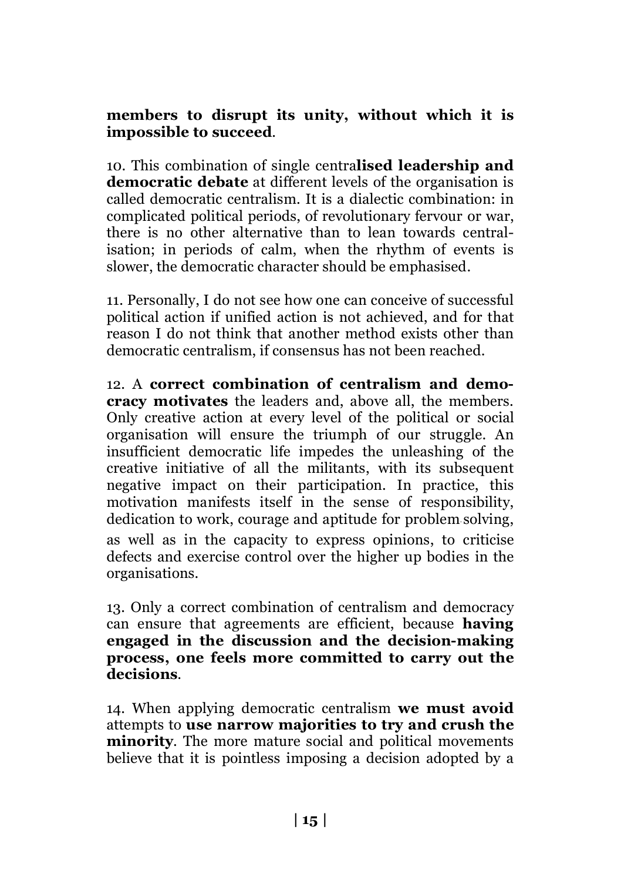**members to disrupt its unity, without which it is impossible to succeed**.

10. This combination of single centra**lised leadership and democratic debate** at different levels of the organisation is called democratic centralism. It is a dialectic combination: in complicated political periods, of revolutionary fervour or war, there is no other alternative than to lean towards centralisation; in periods of calm, when the rhythm of events is slower, the democratic character should be emphasised.

11. Personally, I do not see how one can conceive of successful political action if unified action is not achieved, and for that reason I do not think that another method exists other than democratic centralism, if consensus has not been reached.

12. A **correct combination of centralism and democracy motivates** the leaders and, above all, the members. Only creative action at every level of the political or social organisation will ensure the triumph of our struggle. An insufficient democratic life impedes the unleashing of the creative initiative of all the militants, with its subsequent negative impact on their participation. In practice, this motivation manifests itself in the sense of responsibility, dedication to work, courage and aptitude for problem solving, as well as in the capacity to express opinions, to criticise defects and exercise control over the higher up bodies in the organisations.

13. Only a correct combination of centralism and democracy can ensure that agreements are efficient, because **having engaged in the discussion and the decision-making process, one feels more committed to carry out the decisions**.

14. When applying democratic centralism **we must avoid** attempts to **use narrow majorities to try and crush the minority**. The more mature social and political movements believe that it is pointless imposing a decision adopted by a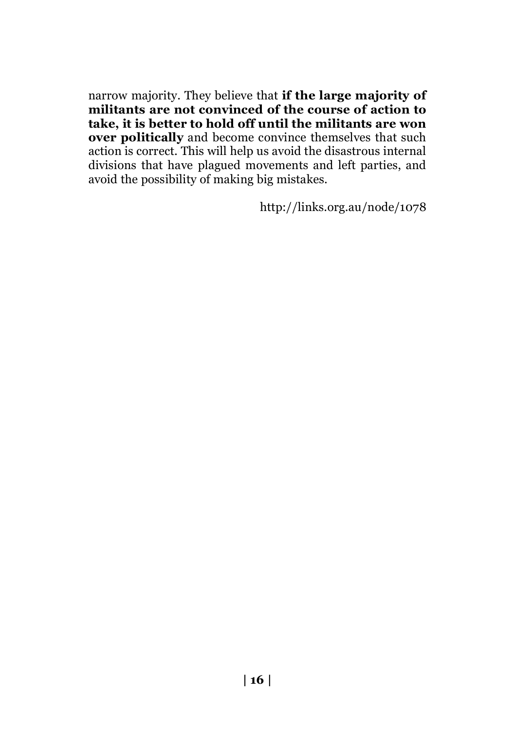narrow majority. They believe that **if the large majority of militants are not convinced of the course of action to take, it is better to hold off until the militants are won over politically** and become convince themselves that such action is correct. This will help us avoid the disastrous internal divisions that have plagued movements and left parties, and avoid the possibility of making big mistakes.

http://links.org.au/node/1078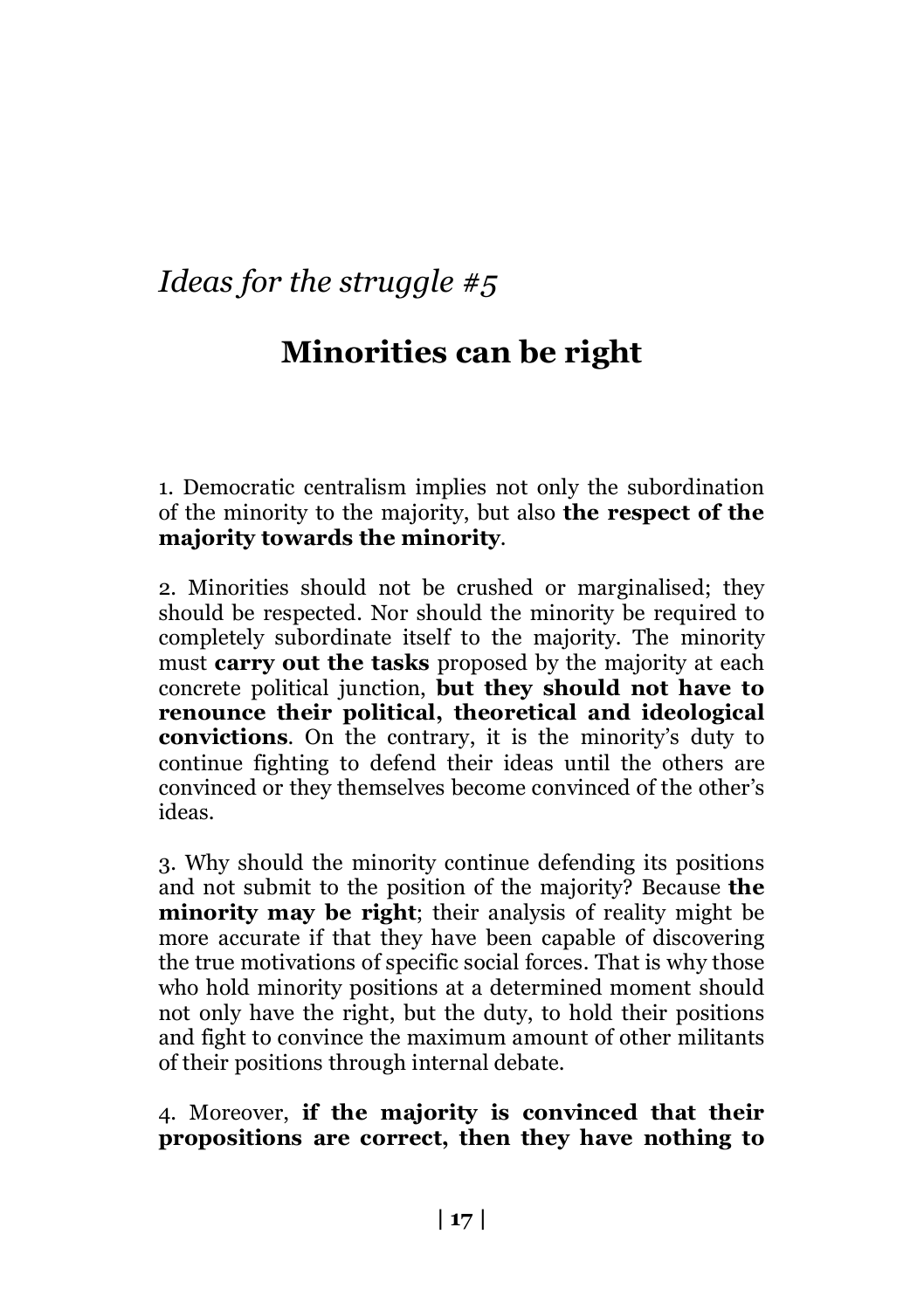*Ideas for the struggle #5*

# Minorities can be right

1. Democratic centralism implies not only the subordination of the minority to the majority, but also **the respect of the majority towards the minority**.

2. Minorities should not be crushed or marginalised; they should be respected. Nor should the minority be required to completely subordinate itself to the majority. The minority must **carry out the tasks** proposed by the majority at each concrete political junction, **but they should not have to renounce their political, theoretical and ideological convictions**. On the contrary, it is the minority's duty to continue fighting to defend their ideas until the others are convinced or they themselves become convinced of the other's ideas.

3. Why should the minority continue defending its positions and not submit to the position of the majority? Because **the minority may be right**; their analysis of reality might be more accurate if that they have been capable of discovering the true motivations of specific social forces. That is why those who hold minority positions at a determined moment should not only have the right, but the duty, to hold their positions and fight to convince the maximum amount of other militants of their positions through internal debate.

4. Moreover, **if the majority is convinced that their propositions are correct, then they have nothing to**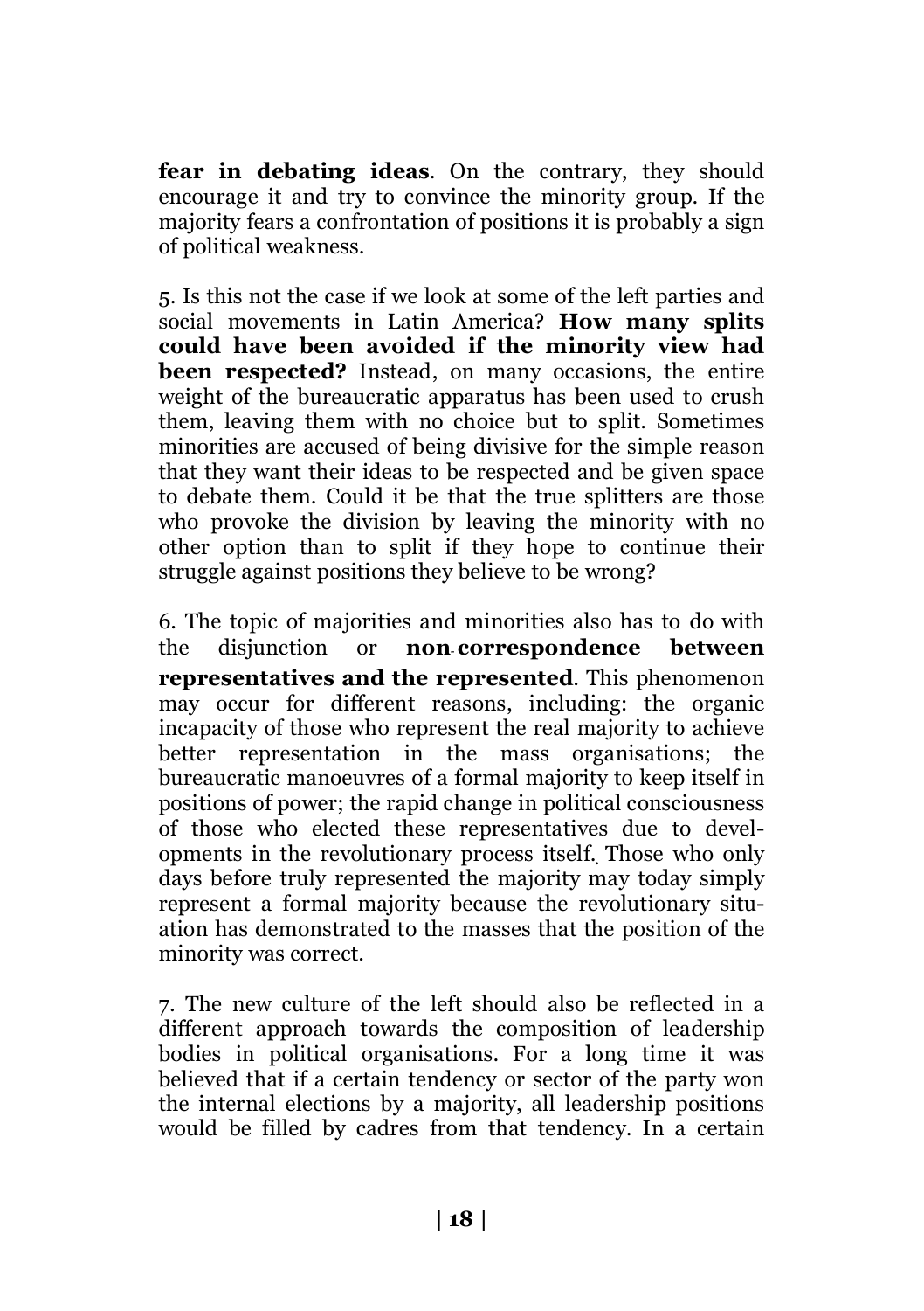**fear in debating ideas**. On the contrary, they should encourage it and try to convince the minority group. If the majority fears a confrontation of positions it is probably a sign of political weakness.

5. Is this not the case if we look at some of the left parties and social movements in Latin America? **How many splits could have been avoided if the minority view had been respected?** Instead, on many occasions, the entire weight of the bureaucratic apparatus has been used to crush them, leaving them with no choice but to split. Sometimes minorities are accused of being divisive for the simple reason that they want their ideas to be respected and be given space to debate them. Could it be that the true splitters are those who provoke the division by leaving the minority with no other option than to split if they hope to continue their struggle against positions they believe to be wrong?

6. The topic of majorities and minorities also has to do with the disjunction or **non-correspondence between representatives and the represented**. This phenomenon may occur for different reasons, including: the organic incapacity of those who represent the real majority to achieve better representation in the mass organisations; the bureaucratic manoeuvres of a formal majority to keep itself in positions of power; the rapid change in political consciousness of those who elected these representatives due to developments in the revolutionary process itself. Those who only days before truly represented the majority may today simply represent a formal majority because the revolutionary situation has demonstrated to the masses that the position of the minority was correct.

7. The new culture of the left should also be reflected in a different approach towards the composition of leadership bodies in political organisations. For a long time it was believed that if a certain tendency or sector of the party won the internal elections by a majority, all leadership positions would be filled by cadres from that tendency. In a certain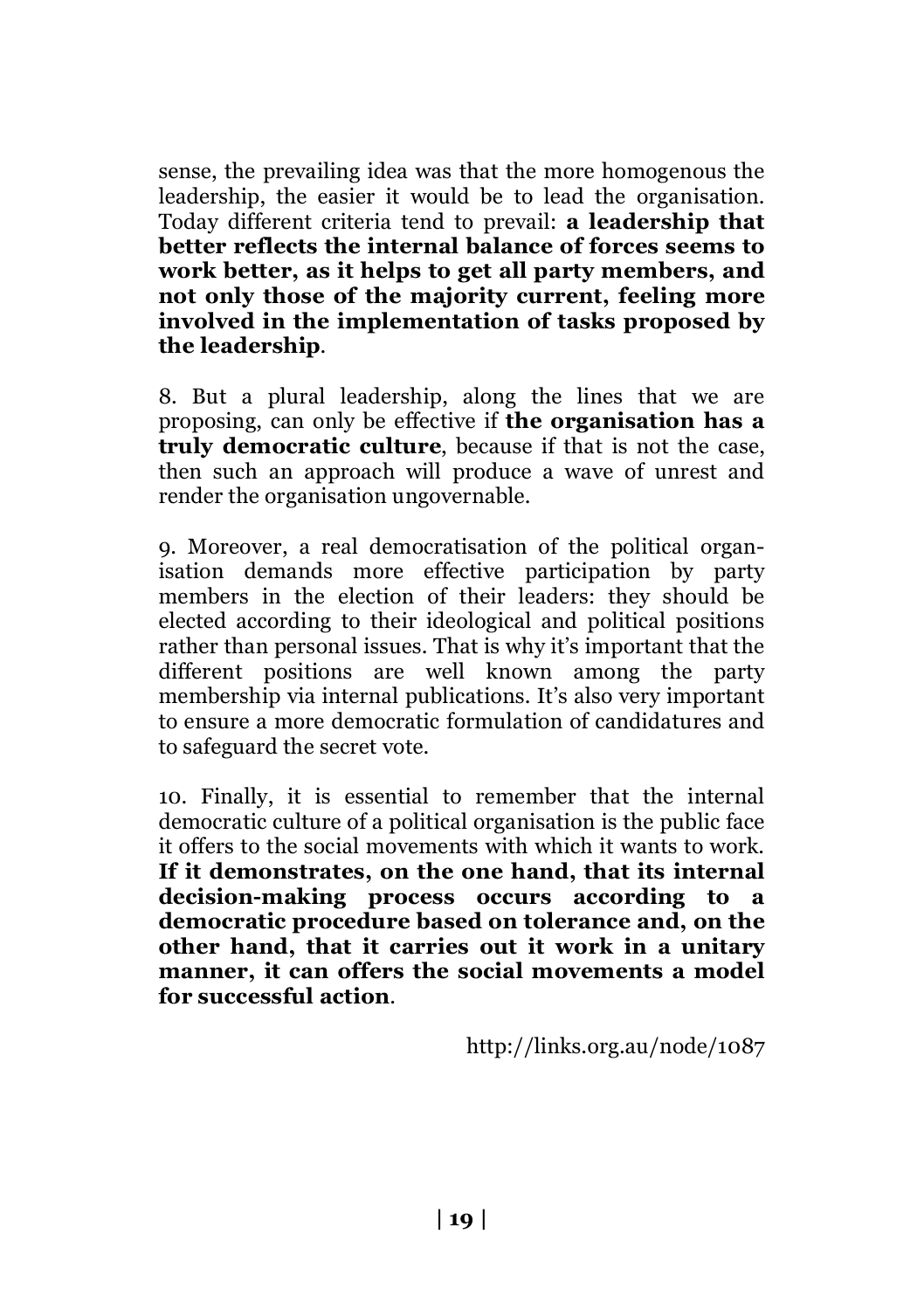sense, the prevailing idea was that the more homogenous the leadership, the easier it would be to lead the organisation. Today different criteria tend to prevail: **a leadership that better reflects the internal balance of forces seems to work better, as it helps to get all party members, and not only those of the majority current, feeling more involved in the implementation of tasks proposed by the leadership**.

8. But a plural leadership, along the lines that we are proposing, can only be effective if **the organisation has a truly democratic culture**, because if that is not the case, then such an approach will produce a wave of unrest and render the organisation ungovernable.

9. Moreover, a real democratisation of the political organisation demands more effective participation by party members in the election of their leaders: they should be elected according to their ideological and political positions rather than personal issues. That is why it's important that the different positions are well known among the party membership via internal publications. It's also very important to ensure a more democratic formulation of candidatures and to safeguard the secret vote.

10. Finally, it is essential to remember that the internal democratic culture of a political organisation is the public face it offers to the social movements with which it wants to work. **If it demonstrates, on the one hand, that its internal decision-making process occurs according to a democratic procedure based on tolerance and, on the other hand, that it carries out it work in a unitary manner, it can offers the social movements a model for successful action**.

http://links.org.au/node/1087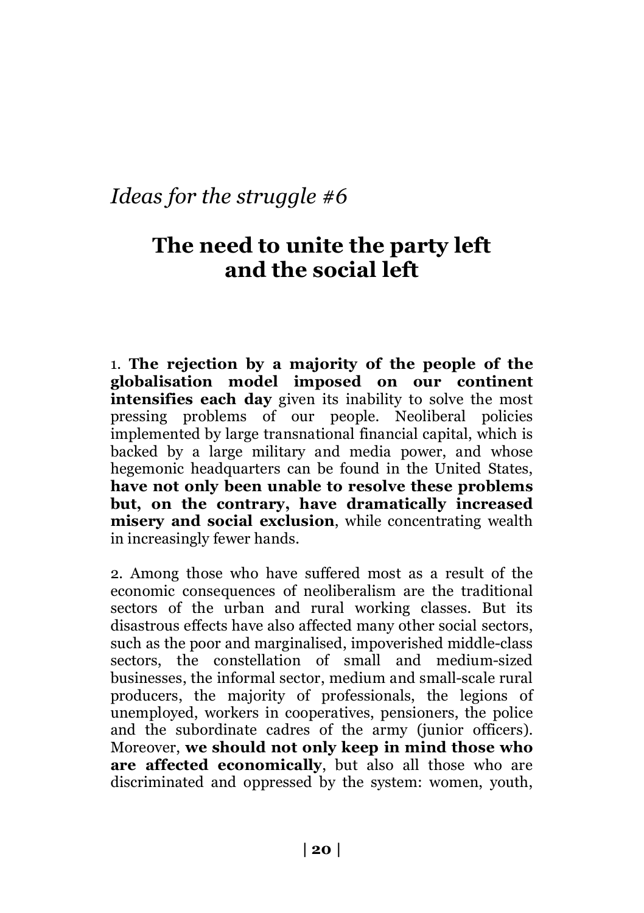*Ideas for the struggle #6*

## The need to unite the party left and the social left

1. **The rejection by a majority of the people of the globalisation model imposed on our continent intensifies each day** given its inability to solve the most pressing problems of our people. Neoliberal policies implemented by large transnational financial capital, which is backed by a large military and media power, and whose hegemonic headquarters can be found in the United States, **have not only been unable to resolve these problems but, on the contrary, have dramatically increased misery and social exclusion**, while concentrating wealth in increasingly fewer hands.

2. Among those who have suffered most as a result of the economic consequences of neoliberalism are the traditional sectors of the urban and rural working classes. But its disastrous effects have also affected many other social sectors, such as the poor and marginalised, impoverished middle-class sectors, the constellation of small and medium-sized businesses, the informal sector, medium and small-scale rural producers, the majority of professionals, the legions of unemployed, workers in cooperatives, pensioners, the police and the subordinate cadres of the army (junior officers). Moreover, **we should not only keep in mind those who are affected economically**, but also all those who are discriminated and oppressed by the system: women, youth,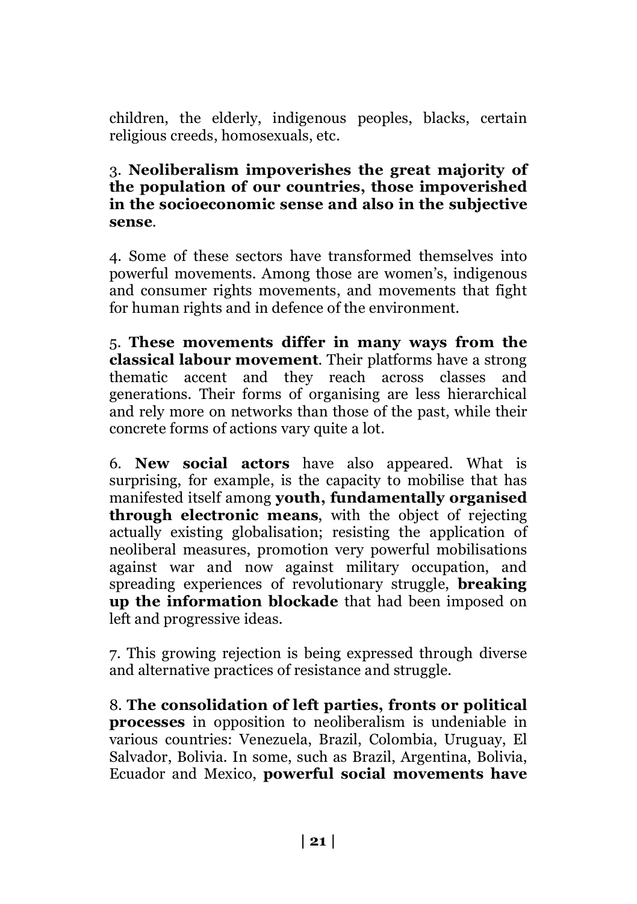children, the elderly, indigenous peoples, blacks, certain religious creeds, homosexuals, etc.

3. **Neoliberalism impoverishes the great majority of the population of our countries, those impoverished in the socioeconomic sense and also in the subjective sense**.

4. Some of these sectors have transformed themselves into powerful movements. Among those are women's, indigenous and consumer rights movements, and movements that fight for human rights and in defence of the environment.

5. **These movements differ in many ways from the classical labour movement**. Their platforms have a strong thematic accent and they reach across classes and generations. Their forms of organising are less hierarchical and rely more on networks than those of the past, while their concrete forms of actions vary quite a lot.

6. **New social actors** have also appeared. What is surprising, for example, is the capacity to mobilise that has manifested itself among **youth, fundamentally organised through electronic means**, with the object of rejecting actually existing globalisation; resisting the application of neoliberal measures, promotion very powerful mobilisations against war and now against military occupation, and spreading experiences of revolutionary struggle, **breaking up the information blockade** that had been imposed on left and progressive ideas.

7. This growing rejection is being expressed through diverse and alternative practices of resistance and struggle.

8. **The consolidation of left parties, fronts or political processes** in opposition to neoliberalism is undeniable in various countries: Venezuela, Brazil, Colombia, Uruguay, El Salvador, Bolivia. In some, such as Brazil, Argentina, Bolivia, Ecuador and Mexico, **powerful social movements have**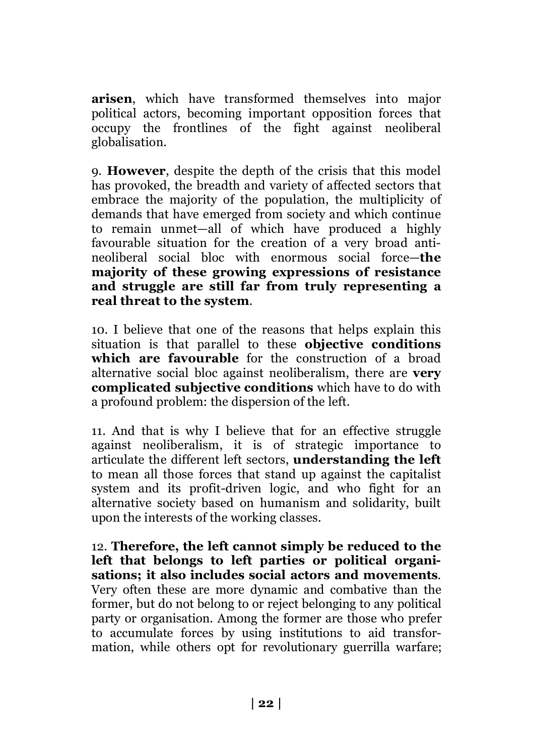**arisen**, which have transformed themselves into major political actors, becoming important opposition forces that occupy the frontlines of the fight against neoliberal globalisation.

9. **However**, despite the depth of the crisis that this model has provoked, the breadth and variety of affected sectors that embrace the majority of the population, the multiplicity of demands that have emerged from society and which continue to remain unmet—all of which have produced a highly favourable situation for the creation of a very broad anti-neoliberal social bloc with enormous social force—**the majority of these growing expressions of resistance and struggle are still far from truly representing a real threat to the system**.

10. I believe that one of the reasons that helps explain this situation is that parallel to these **objective conditions which are favourable** for the construction of a broad alternative social bloc against neoliberalism, there are **very complicated subjective conditions** which have to do with a profound problem: the dispersion of the left.

11. And that is why I believe that for an effective struggle against neoliberalism, it is of strategic importance to articulate the different left sectors, **understanding the left** to mean all those forces that stand up against the capitalist system and its profit-driven logic, and who fight for an alternative society based on humanism and solidarity, built upon the interests of the working classes.

12. **Therefore, the left cannot simply be reduced to the left that belongs to left parties or political organisations; it also includes social actors and movements**. Very often these are more dynamic and combative than the former, but do not belong to or reject belonging to any political party or organisation. Among the former are those who prefer to accumulate forces by using institutions to aid transformation, while others opt for revolutionary guerrilla warfare;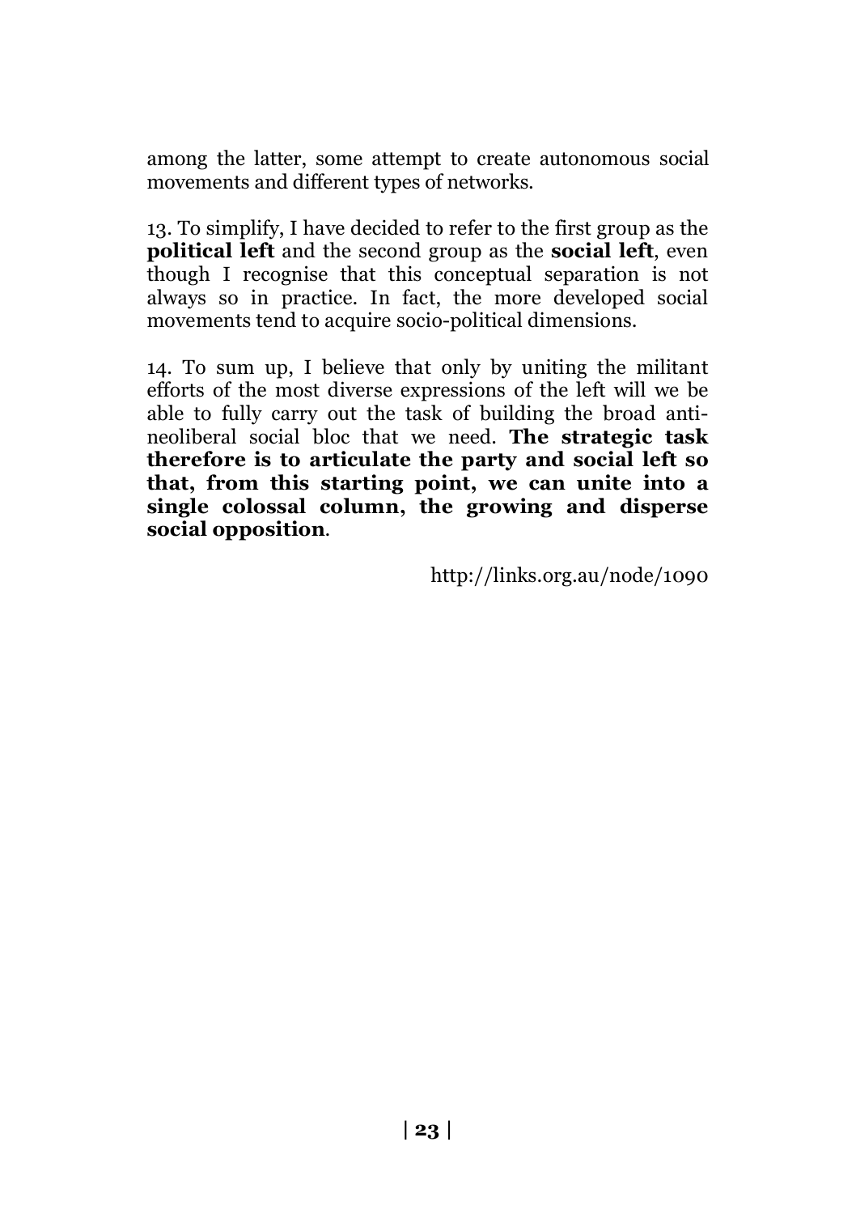among the latter, some attempt to create autonomous social movements and different types of networks.

13. To simplify, I have decided to refer to the first group as the **political left** and the second group as the **social left**, even though I recognise that this conceptual separation is not always so in practice. In fact, the more developed social movements tend to acquire socio-political dimensions.

14. To sum up, I believe that only by uniting the militant efforts of the most diverse expressions of the left will we be able to fully carry out the task of building the broad anti-neoliberal social bloc that we need. **The strategic task therefore is to articulate the party and social left so that, from this starting point, we can unite into a single colossal column, the growing and disperse social opposition**.

http://links.org.au/node/1090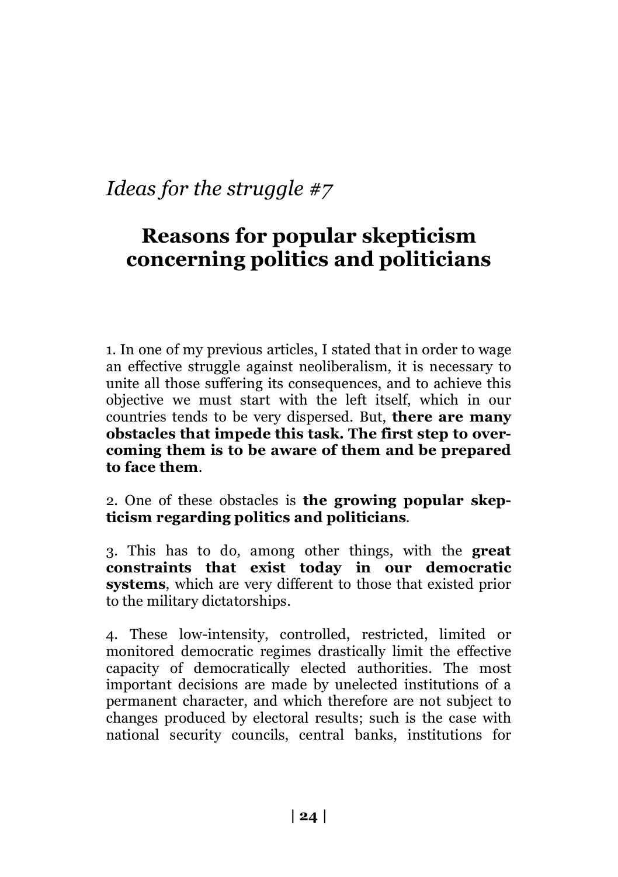*Ideas for the struggle #7*

# Reasons for popular skepticism concerning politics and politicians

1. In one of my previous articles, I stated that in order to wage an effective struggle against neoliberalism, it is necessary to unite all those suffering its consequences, and to achieve this objective we must start with the left itself, which in our countries tends to be very dispersed. But, **there are many obstacles that impede this task. The first step to overcoming them is to be aware of them and be prepared to face them**.

2. One of these obstacles is **the growing popular skepticism regarding politics and politicians**.

3. This has to do, among other things, with the **great constraints that exist today in our democratic systems**, which are very different to those that existed prior to the military dictatorships.

4. These low-intensity, controlled, restricted, limited or monitored democratic regimes drastically limit the effective capacity of democratically elected authorities. The most important decisions are made by unelected institutions of a permanent character, and which therefore are not subject to changes produced by electoral results; such is the case with national security councils, central banks, institutions for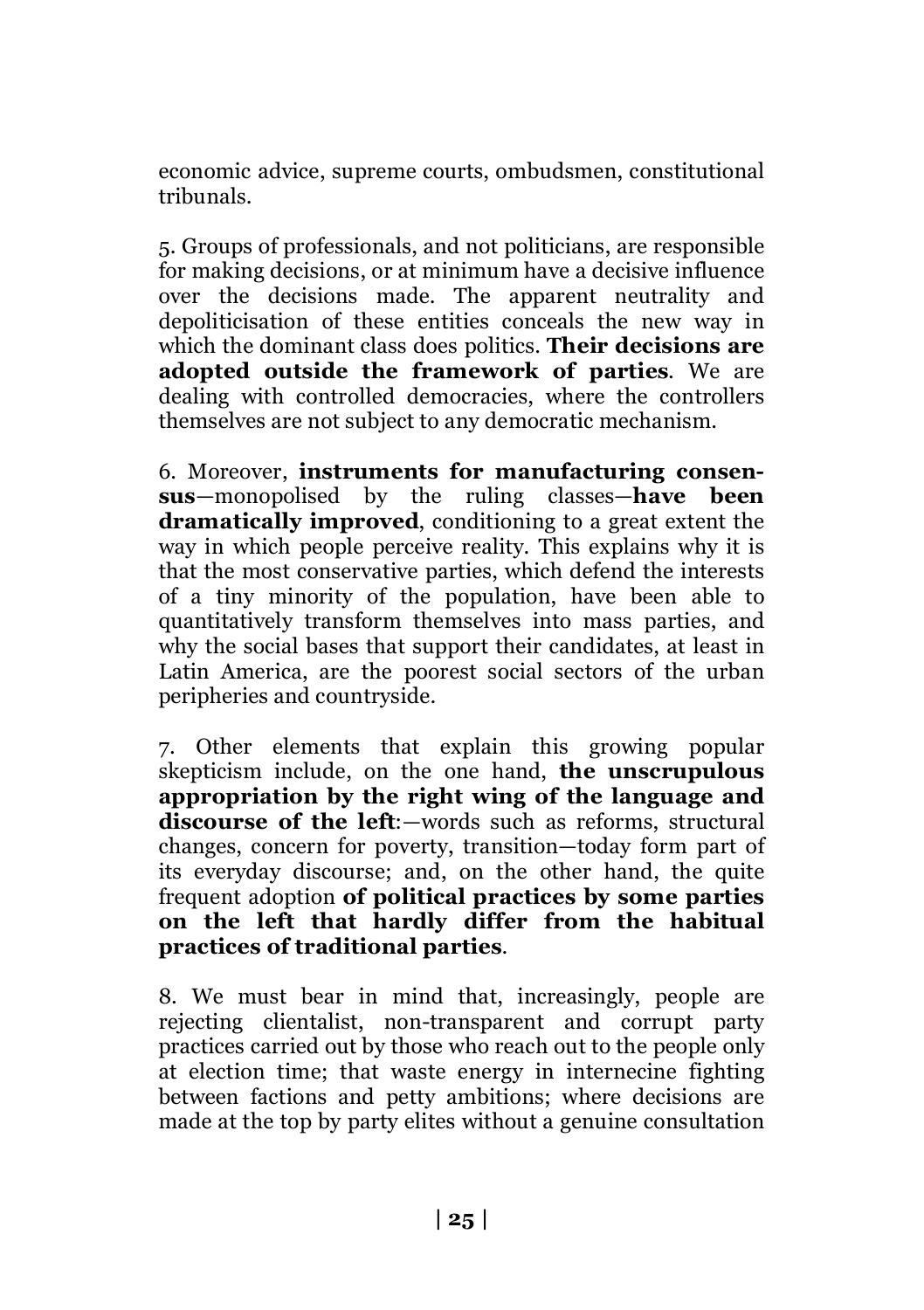economic advice, supreme courts, ombudsmen, constitutional tribunals.

5. Groups of professionals, and not politicians, are responsible for making decisions, or at minimum have a decisive influence over the decisions made. The apparent neutrality and depoliticisation of these entities conceals the new way in which the dominant class does politics. **Their decisions are adopted outside the framework of parties**. We are dealing with controlled democracies, where the controllers themselves are not subject to any democratic mechanism.

6. Moreover, **instruments for manufacturing consensus**—monopolised by the ruling classes—**have been dramatically improved**, conditioning to a great extent the way in which people perceive reality. This explains why it is that the most conservative parties, which defend the interests of a tiny minority of the population, have been able to quantitatively transform themselves into mass parties, and why the social bases that support their candidates, at least in Latin America, are the poorest social sectors of the urban peripheries and countryside.

7. Other elements that explain this growing popular skepticism include, on the one hand, **the unscrupulous appropriation by the right wing of the language and discourse of the left**:—words such as reforms, structural changes, concern for poverty, transition—today form part of its everyday discourse; and, on the other hand, the quite frequent adoption **of political practices by some parties on the left that hardly differ from the habitual practices of traditional parties**.

8. We must bear in mind that, increasingly, people are rejecting clientalist, non-transparent and corrupt party practices carried out by those who reach out to the people only at election time; that waste energy in internecine fighting between factions and petty ambitions; where decisions are made at the top by party elites without a genuine consultation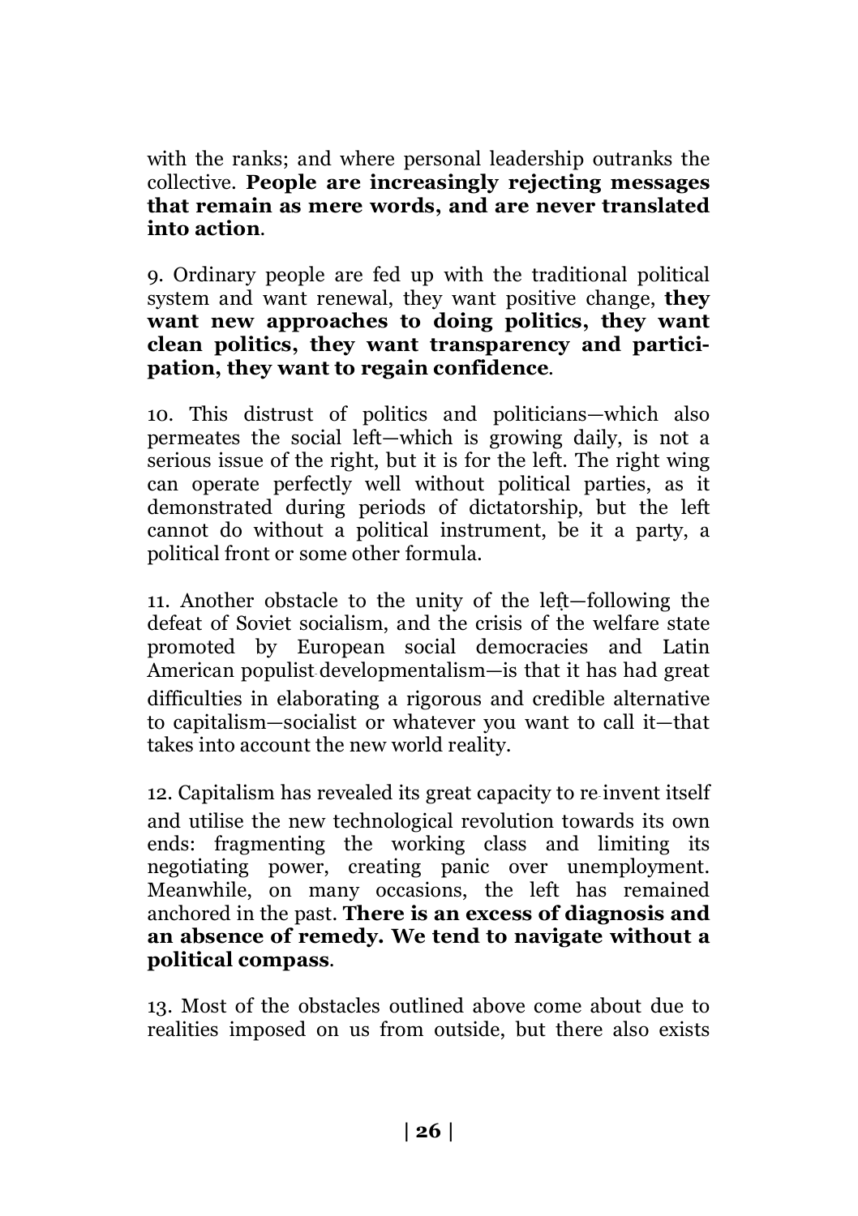with the ranks; and where personal leadership outranks the collective. **People are increasingly rejecting messages that remain as mere words, and are never translated into action**.

9. Ordinary people are fed up with the traditional political system and want renewal, they want positive change, **they want new approaches to doing politics, they want clean politics, they want transparency and participation, they want to regain confidence**.

10. This distrust of politics and politicians—which also permeates the social left—which is growing daily, is not a serious issue of the right, but it is for the left. The right wing can operate perfectly well without political parties, as it demonstrated during periods of dictatorship, but the left cannot do without a political instrument, be it a party, a political front or some other formula.

11. Another obstacle to the unity of the left—following the defeat of Soviet socialism, and the crisis of the welfare state promoted by European social democracies and Latin American populist developmentalism—is that it has had great difficulties in elaborating a rigorous and credible alternative to capitalism—socialist or whatever you want to call it—that takes into account the new world reality.

12. Capitalism has revealed its great capacity to re-invent itself and utilise the new technological revolution towards its own ends: fragmenting the working class and limiting its negotiating power, creating panic over unemployment. Meanwhile, on many occasions, the left has remained anchored in the past. **There is an excess of diagnosis and an absence of remedy. We tend to navigate without a political compass**.

13. Most of the obstacles outlined above come about due to realities imposed on us from outside, but there also exists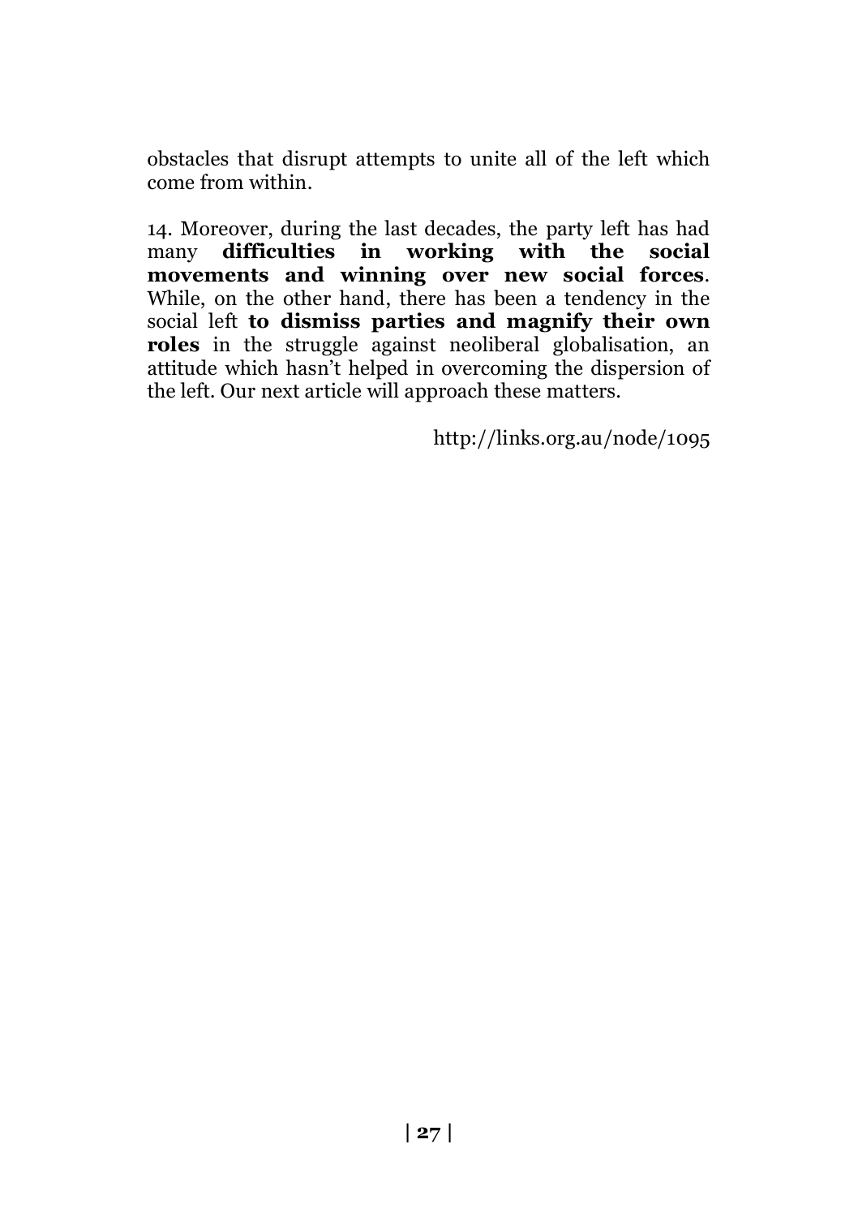obstacles that disrupt attempts to unite all of the left which come from within.

14. Moreover, during the last decades, the party left has had many **difficulties in working with the social movements and winning over new social forces**. While, on the other hand, there has been a tendency in the social left **to dismiss parties and magnify their own roles** in the struggle against neoliberal globalisation, an attitude which hasn't helped in overcoming the dispersion of the left. Our next article will approach these matters.

http://links.org.au/node/1095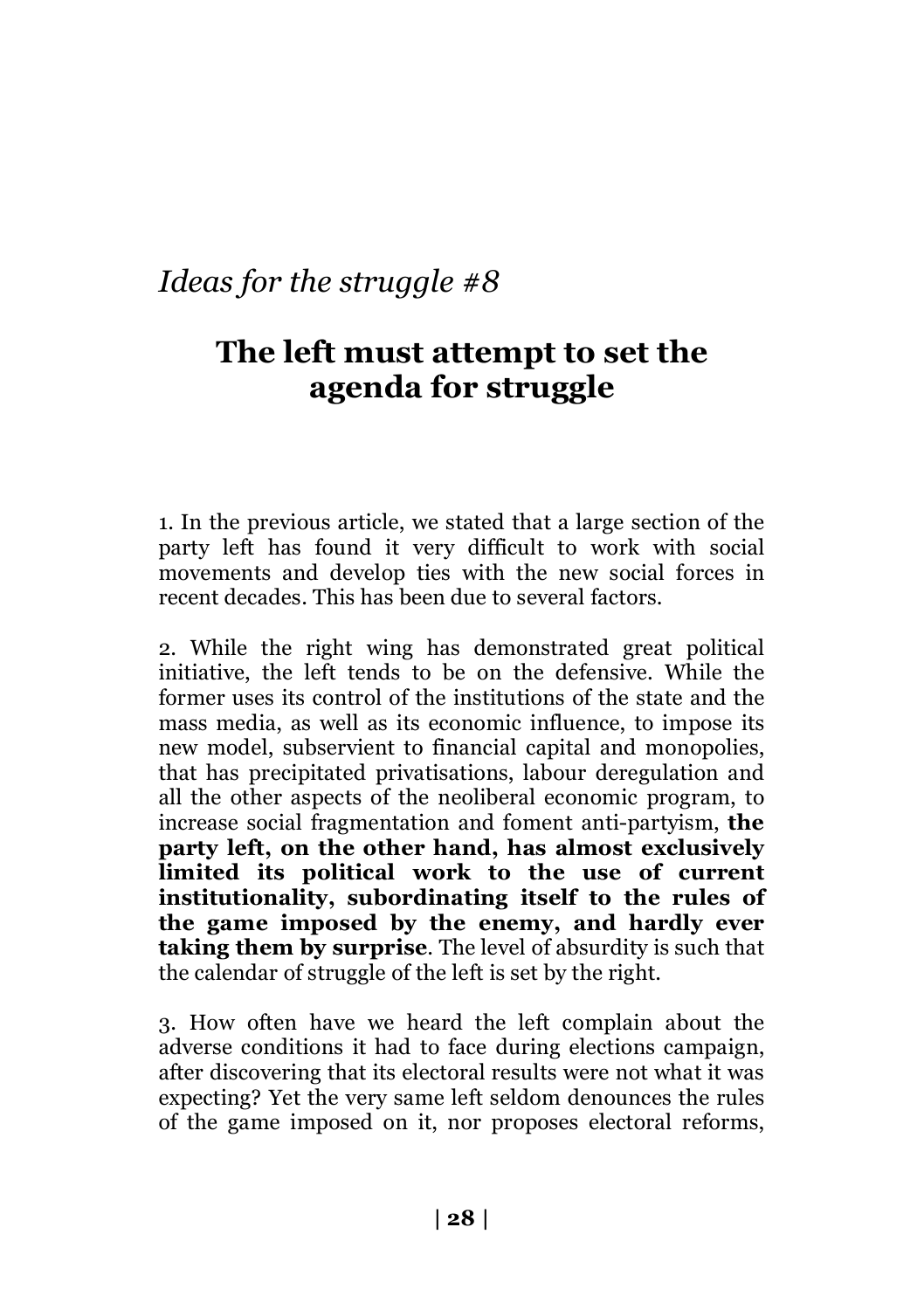*Ideas for the struggle #8*

## The left must attempt to set the agenda for struggle

1. In the previous article, we stated that a large section of the party left has found it very difficult to work with social movements and develop ties with the new social forces in recent decades. This has been due to several factors.

2. While the right wing has demonstrated great political initiative, the left tends to be on the defensive. While the former uses its control of the institutions of the state and the mass media, as well as its economic influence, to impose its new model, subservient to financial capital and monopolies, that has precipitated privatisations, labour deregulation and all the other aspects of the neoliberal economic program, to increase social fragmentation and foment anti-partyism, **the party left, on the other hand, has almost exclusively limited its political work to the use of current institutionality, subordinating itself to the rules of the game imposed by the enemy, and hardly ever taking them by surprise**. The level of absurdity is such that the calendar of struggle of the left is set by the right.

3. How often have we heard the left complain about the adverse conditions it had to face during elections campaign, after discovering that its electoral results were not what it was expecting? Yet the very same left seldom denounces the rules of the game imposed on it, nor proposes electoral reforms,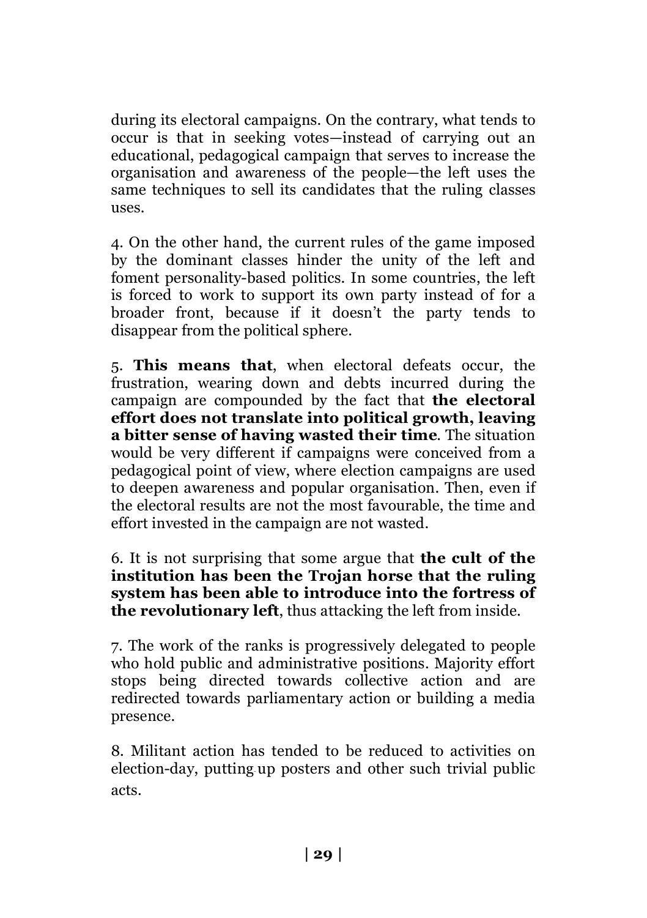during its electoral campaigns. On the contrary, what tends to occur is that in seeking votes—instead of carrying out an educational, pedagogical campaign that serves to increase the organisation and awareness of the people—the left uses the same techniques to sell its candidates that the ruling classes uses.

4. On the other hand, the current rules of the game imposed by the dominant classes hinder the unity of the left and foment personality-based politics. In some countries, the left is forced to work to support its own party instead of for a broader front, because if it doesn't the party tends to disappear from the political sphere.

5. **This means that**, when electoral defeats occur, the frustration, wearing down and debts incurred during the campaign are compounded by the fact that **the electoral effort does not translate into political growth, leaving a bitter sense of having wasted their time**. The situation would be very different if campaigns were conceived from a pedagogical point of view, where election campaigns are used to deepen awareness and popular organisation. Then, even if the electoral results are not the most favourable, the time and effort invested in the campaign are not wasted.

6. It is not surprising that some argue that **the cult of the institution has been the Trojan horse that the ruling system has been able to introduce into the fortress of the revolutionary left**, thus attacking the left from inside.

7. The work of the ranks is progressively delegated to people who hold public and administrative positions. Majority effort stops being directed towards collective action and are redirected towards parliamentary action or building a media presence.

8. Militant action has tended to be reduced to activities on election-day, putting up posters and other such trivial public acts.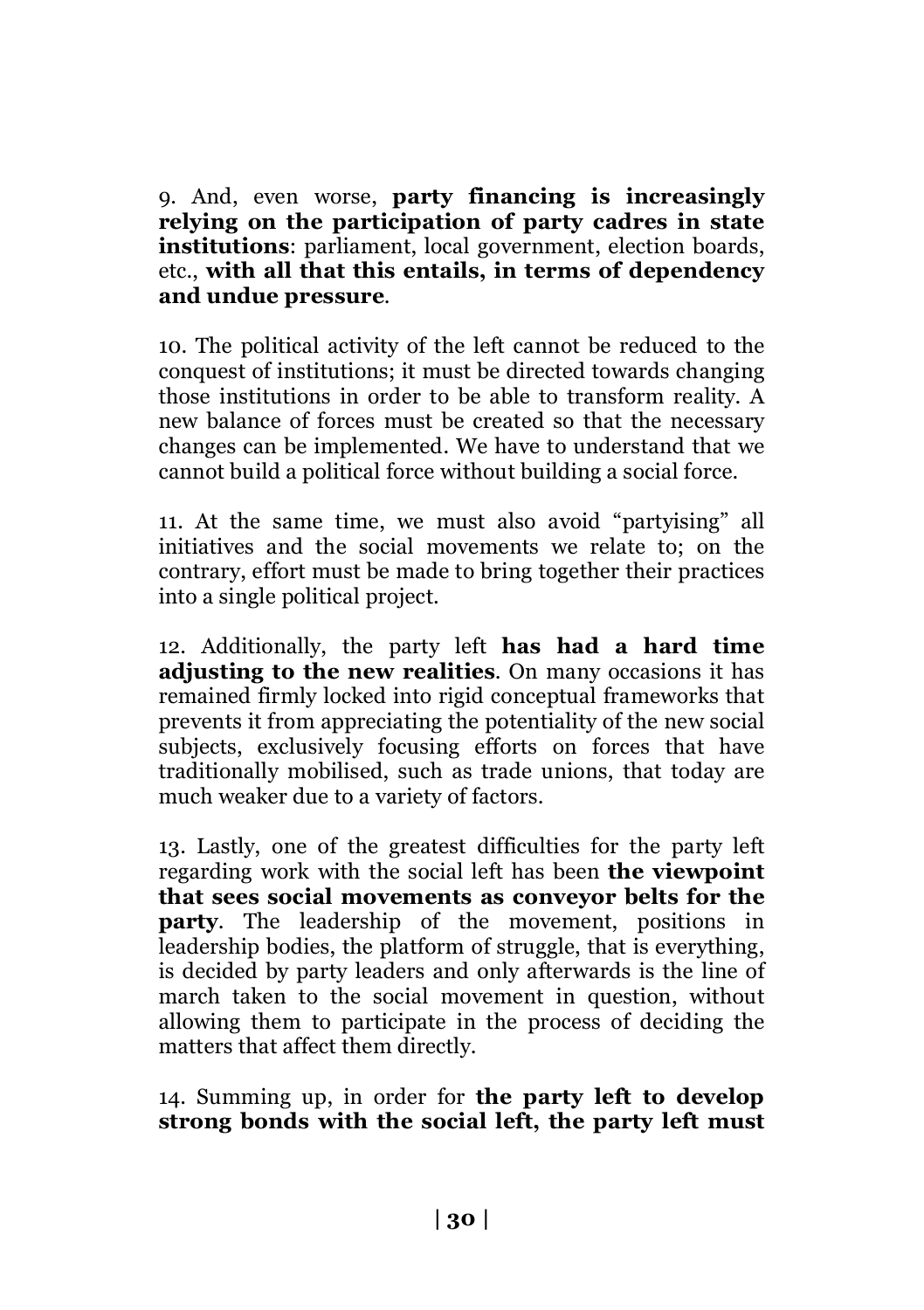9. And, even worse, **party financing is increasingly relying on the participation of party cadres in state institutions**: parliament, local government, election boards, etc., **with all that this entails, in terms of dependency and undue pressure**.

10. The political activity of the left cannot be reduced to the conquest of institutions; it must be directed towards changing those institutions in order to be able to transform reality. A new balance of forces must be created so that the necessary changes can be implemented. We have to understand that we cannot build a political force without building a social force.

11. At the same time, we must also avoid "partyising" all initiatives and the social movements we relate to; on the contrary, effort must be made to bring together their practices into a single political project.

12. Additionally, the party left **has had a hard time adjusting to the new realities**. On many occasions it has remained firmly locked into rigid conceptual frameworks that prevents it from appreciating the potentiality of the new social subjects, exclusively focusing efforts on forces that have traditionally mobilised, such as trade unions, that today are much weaker due to a variety of factors.

13. Lastly, one of the greatest difficulties for the party left regarding work with the social left has been **the viewpoint that sees social movements as conveyor belts for the party**. The leadership of the movement, positions in leadership bodies, the platform of struggle, that is everything, is decided by party leaders and only afterwards is the line of march taken to the social movement in question, without allowing them to participate in the process of deciding the matters that affect them directly.

14. Summing up, in order for **the party left to develop strong bonds with the social left, the party left must**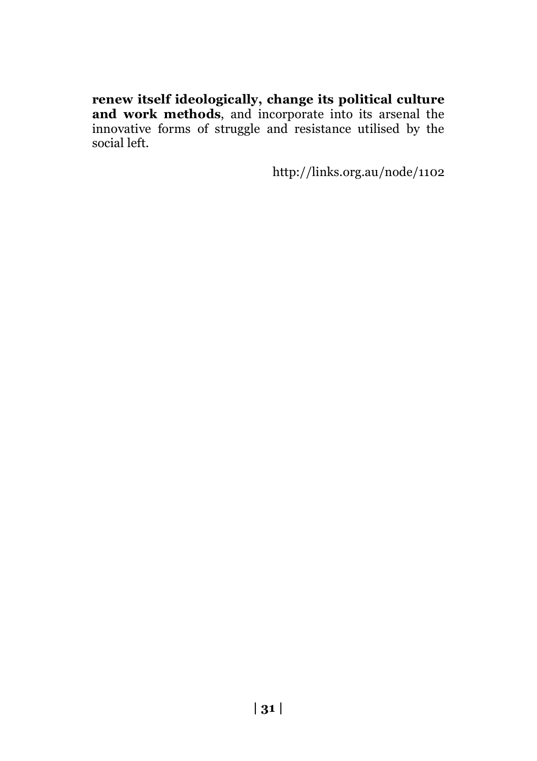**renew itself ideologically, change its political culture and work methods**, and incorporate into its arsenal the innovative forms of struggle and resistance utilised by the social left.

http://links.org.au/node/1102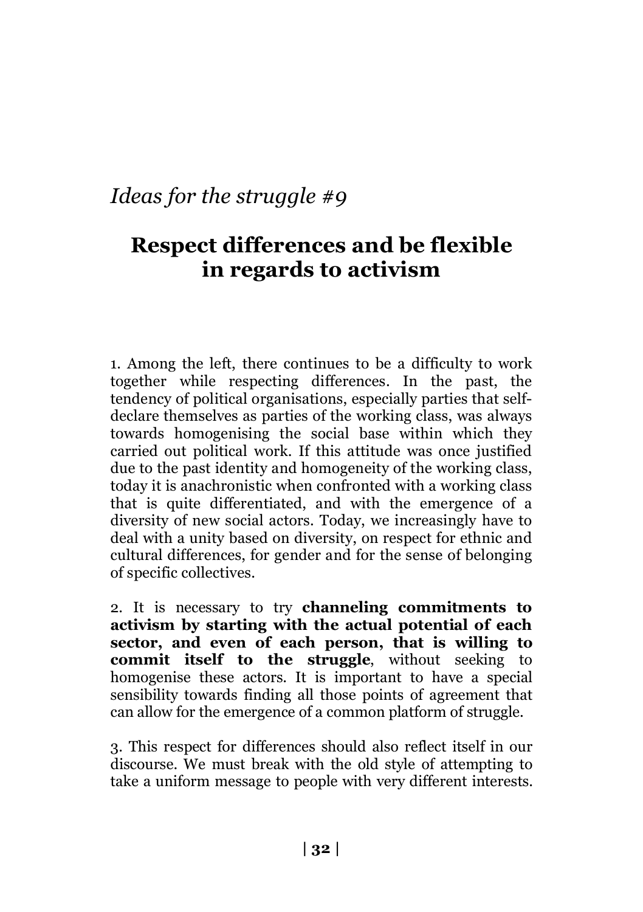*Ideas for the struggle #9*

# Respect differences and be flexible in regards to activism

1. Among the left, there continues to be a difficulty to work together while respecting differences. In the past, the tendency of political organisations, especially parties that self-declare themselves as parties of the working class, was always towards homogenising the social base within which they carried out political work. If this attitude was once justified due to the past identity and homogeneity of the working class, today it is anachronistic when confronted with a working class that is quite differentiated, and with the emergence of a diversity of new social actors. Today, we increasingly have to deal with a unity based on diversity, on respect for ethnic and cultural differences, for gender and for the sense of belonging of specific collectives.

2. It is necessary to try **channeling commitments to activism by starting with the actual potential of each sector, and even of each person, that is willing to commit itself to the struggle**, without seeking to homogenise these actors. It is important to have a special sensibility towards finding all those points of agreement that can allow for the emergence of a common platform of struggle.

3. This respect for differences should also reflect itself in our discourse. We must break with the old style of attempting to take a uniform message to people with very different interests.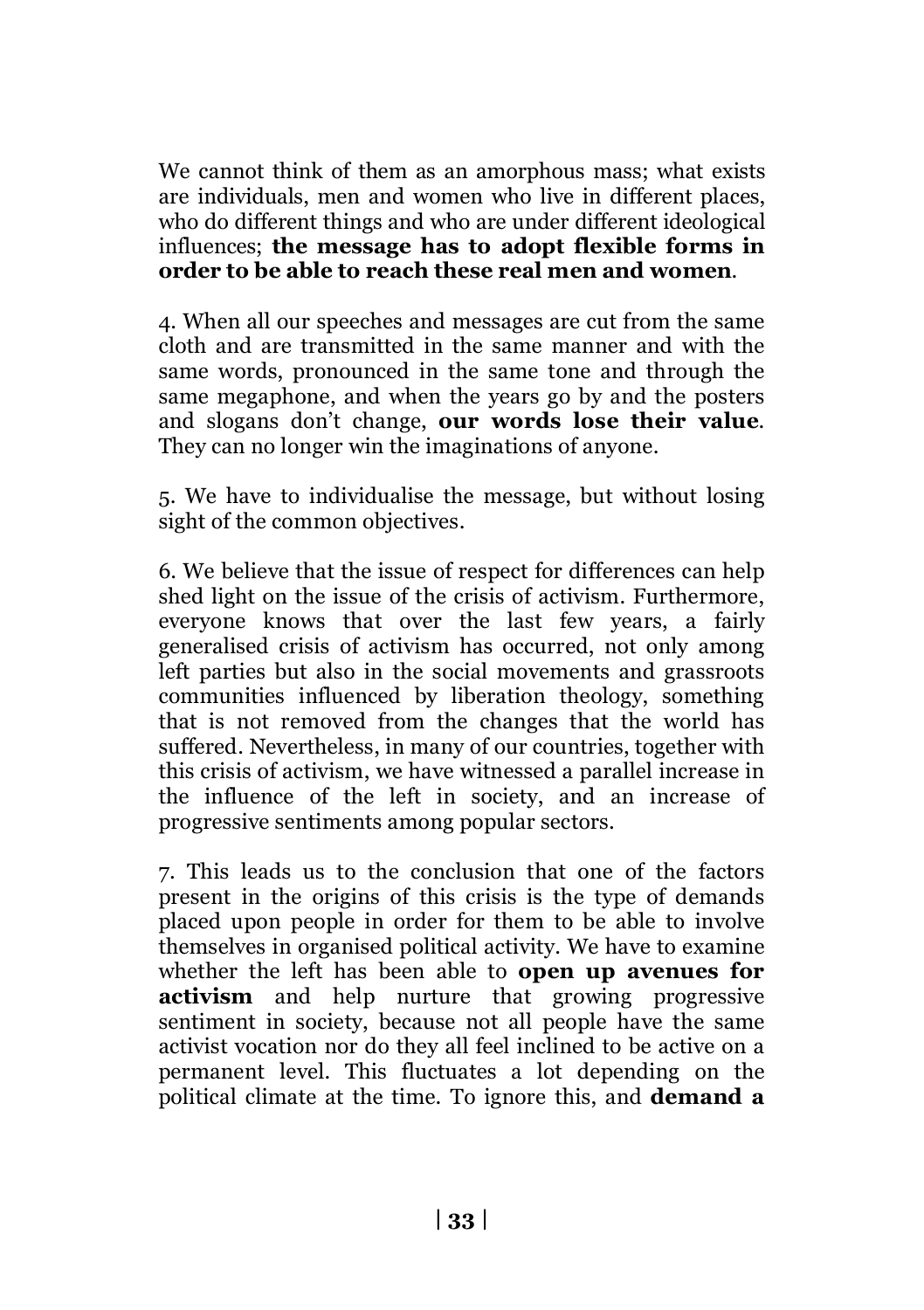We cannot think of them as an amorphous mass; what exists are individuals, men and women who live in different places, who do different things and who are under different ideological influences; **the message has to adopt flexible forms in order to be able to reach these real men and women**.

4. When all our speeches and messages are cut from the same cloth and are transmitted in the same manner and with the same words, pronounced in the same tone and through the same megaphone, and when the years go by and the posters and slogans don't change, **our words lose their value**. They can no longer win the imaginations of anyone.

5. We have to individualise the message, but without losing sight of the common objectives.

6. We believe that the issue of respect for differences can help shed light on the issue of the crisis of activism. Furthermore, everyone knows that over the last few years, a fairly generalised crisis of activism has occurred, not only among left parties but also in the social movements and grassroots communities influenced by liberation theology, something that is not removed from the changes that the world has suffered. Nevertheless, in many of our countries, together with this crisis of activism, we have witnessed a parallel increase in the influence of the left in society, and an increase of progressive sentiments among popular sectors.

7. This leads us to the conclusion that one of the factors present in the origins of this crisis is the type of demands placed upon people in order for them to be able to involve themselves in organised political activity. We have to examine whether the left has been able to **open up avenues for activism** and help nurture that growing progressive sentiment in society, because not all people have the same activist vocation nor do they all feel inclined to be active on a permanent level. This fluctuates a lot depending on the political climate at the time. To ignore this, and **demand a**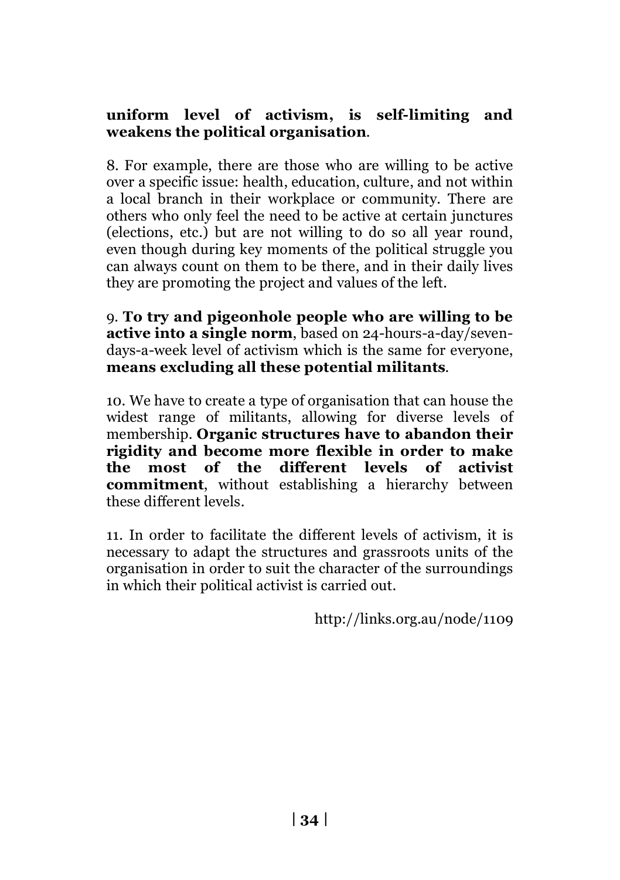**uniform level of activism, is self-limiting and weakens the political organisation**.

8. For example, there are those who are willing to be active over a specific issue: health, education, culture, and not within a local branch in their workplace or community. There are others who only feel the need to be active at certain junctures (elections, etc.) but are not willing to do so all year round, even though during key moments of the political struggle you can always count on them to be there, and in their daily lives they are promoting the project and values of the left.

9. **To try and pigeonhole people who are willing to be active into a single norm**, based on 24-hours-a-day/seven-days-a-week level of activism which is the same for everyone, **means excluding all these potential militants**.

10. We have to create a type of organisation that can house the widest range of militants, allowing for diverse levels of membership. **Organic structures have to abandon their rigidity and become more flexible in order to make the most of the different levels of activist commitment**, without establishing a hierarchy between these different levels.

11. In order to facilitate the different levels of activism, it is necessary to adapt the structures and grassroots units of the organisation in order to suit the character of the surroundings in which their political activist is carried out.

http://links.org.au/node/1109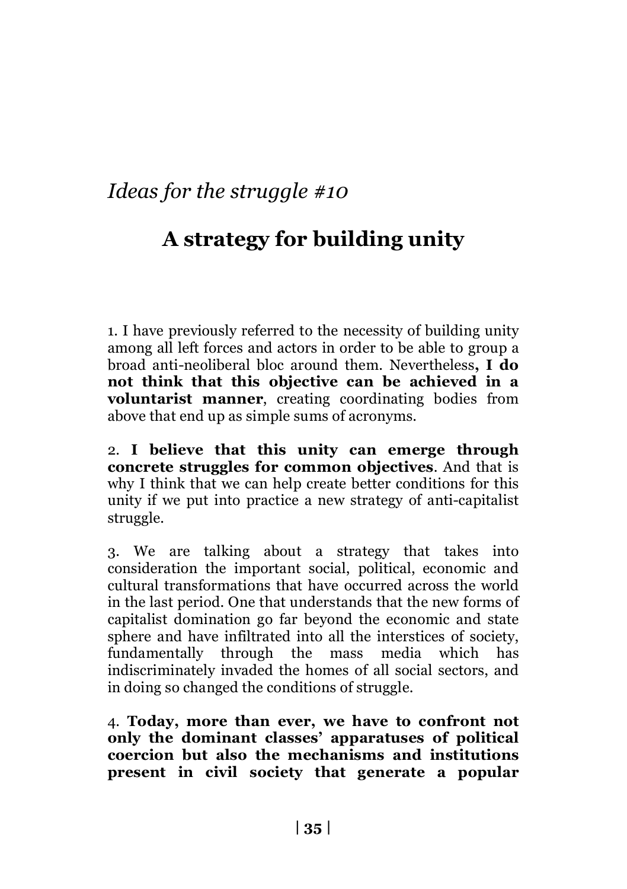*Ideas for the struggle #10*

## A strategy for building unity

1. I have previously referred to the necessity of building unity among all left forces and actors in order to be able to group a broad anti-neoliberal bloc around them. Nevertheless**, I do not think that this objective can be achieved in a voluntarist manner**, creating coordinating bodies from above that end up as simple sums of acronyms.

2. **I believe that this unity can emerge through concrete struggles for common objectives**. And that is why I think that we can help create better conditions for this unity if we put into practice a new strategy of anti-capitalist struggle.

3. We are talking about a strategy that takes into consideration the important social, political, economic and cultural transformations that have occurred across the world in the last period. One that understands that the new forms of capitalist domination go far beyond the economic and state sphere and have infiltrated into all the interstices of society, fundamentally through the mass media which has indiscriminately invaded the homes of all social sectors, and in doing so changed the conditions of struggle.

4. **Today, more than ever, we have to confront not only the dominant classes' apparatuses of political coercion but also the mechanisms and institutions present in civil society that generate a popular**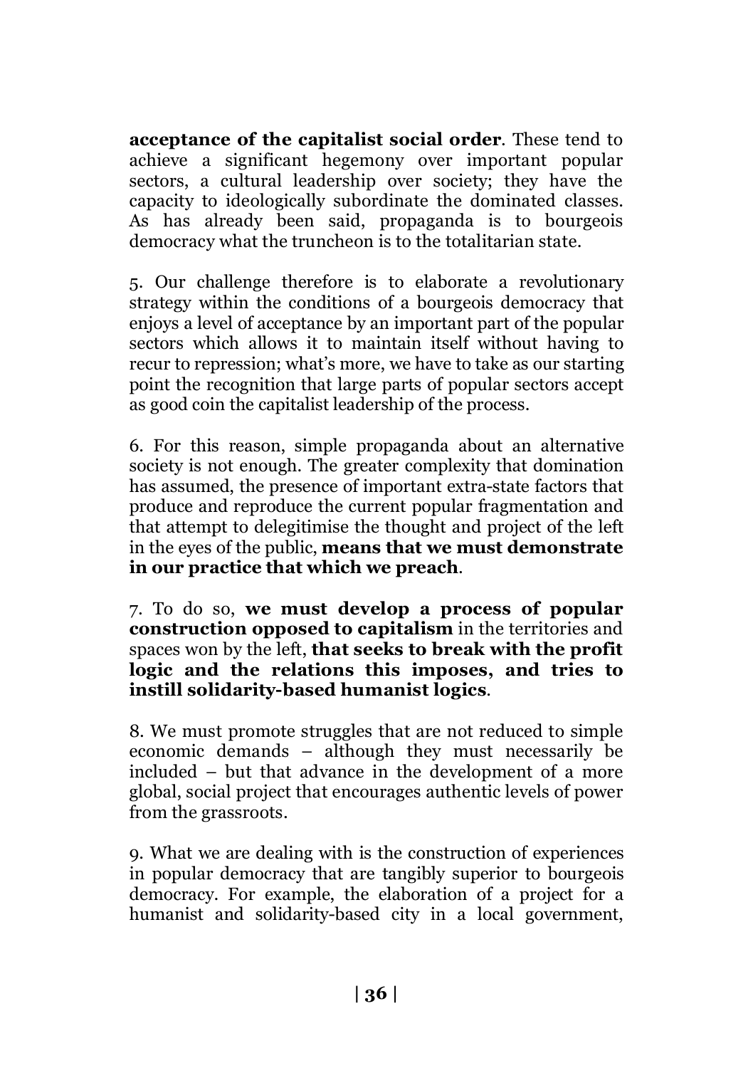**acceptance of the capitalist social order**. These tend to achieve a significant hegemony over important popular sectors, a cultural leadership over society; they have the capacity to ideologically subordinate the dominated classes. As has already been said, propaganda is to bourgeois democracy what the truncheon is to the totalitarian state.

5. Our challenge therefore is to elaborate a revolutionary strategy within the conditions of a bourgeois democracy that enjoys a level of acceptance by an important part of the popular sectors which allows it to maintain itself without having to recur to repression; what's more, we have to take as our starting point the recognition that large parts of popular sectors accept as good coin the capitalist leadership of the process.

6. For this reason, simple propaganda about an alternative society is not enough. The greater complexity that domination has assumed, the presence of important extra-state factors that produce and reproduce the current popular fragmentation and that attempt to delegitimise the thought and project of the left in the eyes of the public, **means that we must demonstrate in our practice that which we preach**.

7. To do so, **we must develop a process of popular construction opposed to capitalism** in the territories and spaces won by the left, **that seeks to break with the profit logic and the relations this imposes, and tries to instill solidarity-based humanist logics**.

8. We must promote struggles that are not reduced to simple economic demands – although they must necessarily be included – but that advance in the development of a more global, social project that encourages authentic levels of power from the grassroots.

9. What we are dealing with is the construction of experiences in popular democracy that are tangibly superior to bourgeois democracy. For example, the elaboration of a project for a humanist and solidarity-based city in a local government,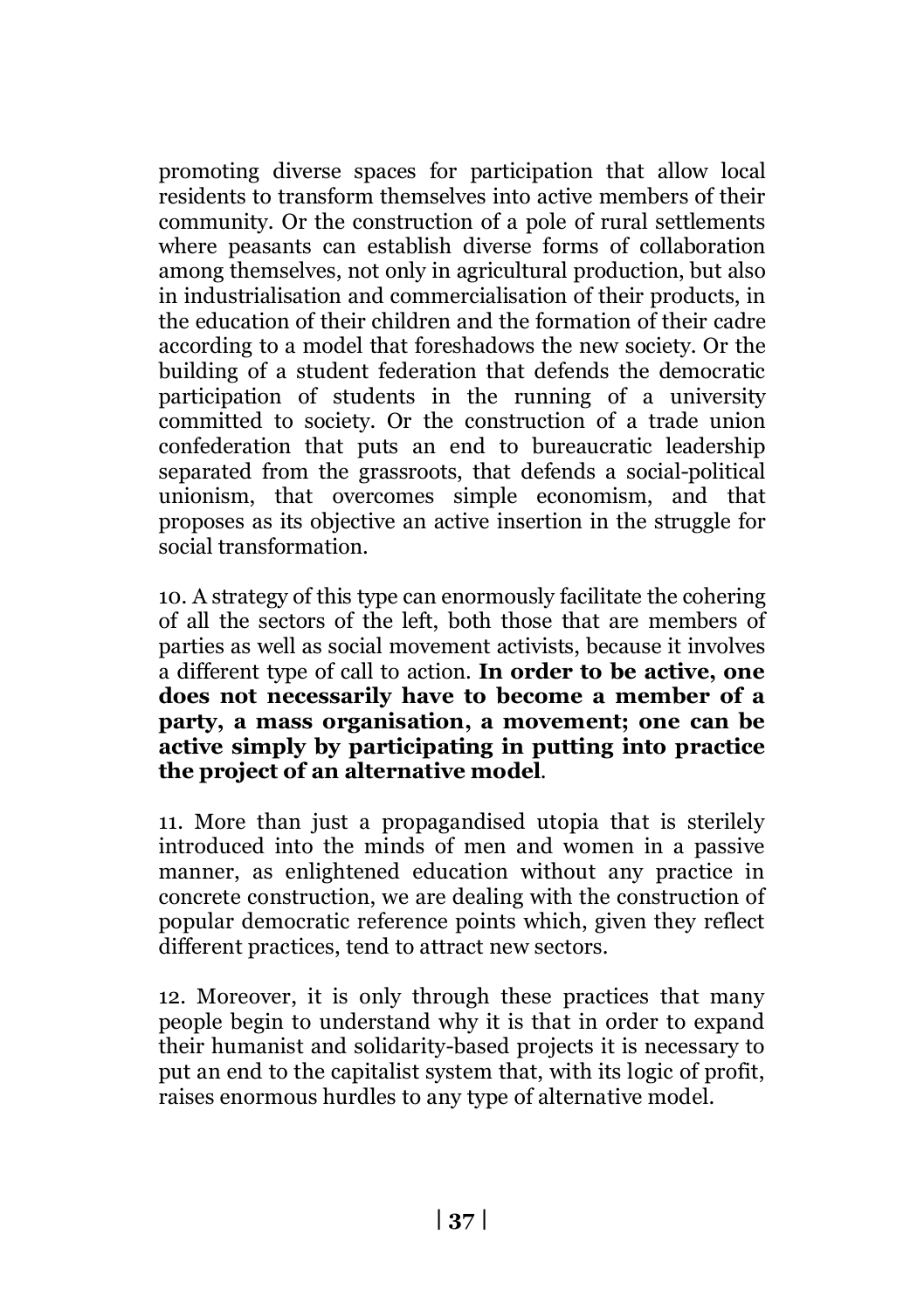promoting diverse spaces for participation that allow local residents to transform themselves into active members of their community. Or the construction of a pole of rural settlements where peasants can establish diverse forms of collaboration among themselves, not only in agricultural production, but also in industrialisation and commercialisation of their products, in the education of their children and the formation of their cadre according to a model that foreshadows the new society. Or the building of a student federation that defends the democratic participation of students in the running of a university committed to society. Or the construction of a trade union confederation that puts an end to bureaucratic leadership separated from the grassroots, that defends a social-political unionism, that overcomes simple economism, and that proposes as its objective an active insertion in the struggle for social transformation.

10. A strategy of this type can enormously facilitate the cohering of all the sectors of the left, both those that are members of parties as well as social movement activists, because it involves a different type of call to action. **In order to be active, one does not necessarily have to become a member of a party, a mass organisation, a movement; one can be active simply by participating in putting into practice the project of an alternative model**.

11. More than just a propagandised utopia that is sterilely introduced into the minds of men and women in a passive manner, as enlightened education without any practice in concrete construction, we are dealing with the construction of popular democratic reference points which, given they reflect different practices, tend to attract new sectors.

12. Moreover, it is only through these practices that many people begin to understand why it is that in order to expand their humanist and solidarity-based projects it is necessary to put an end to the capitalist system that, with its logic of profit, raises enormous hurdles to any type of alternative model.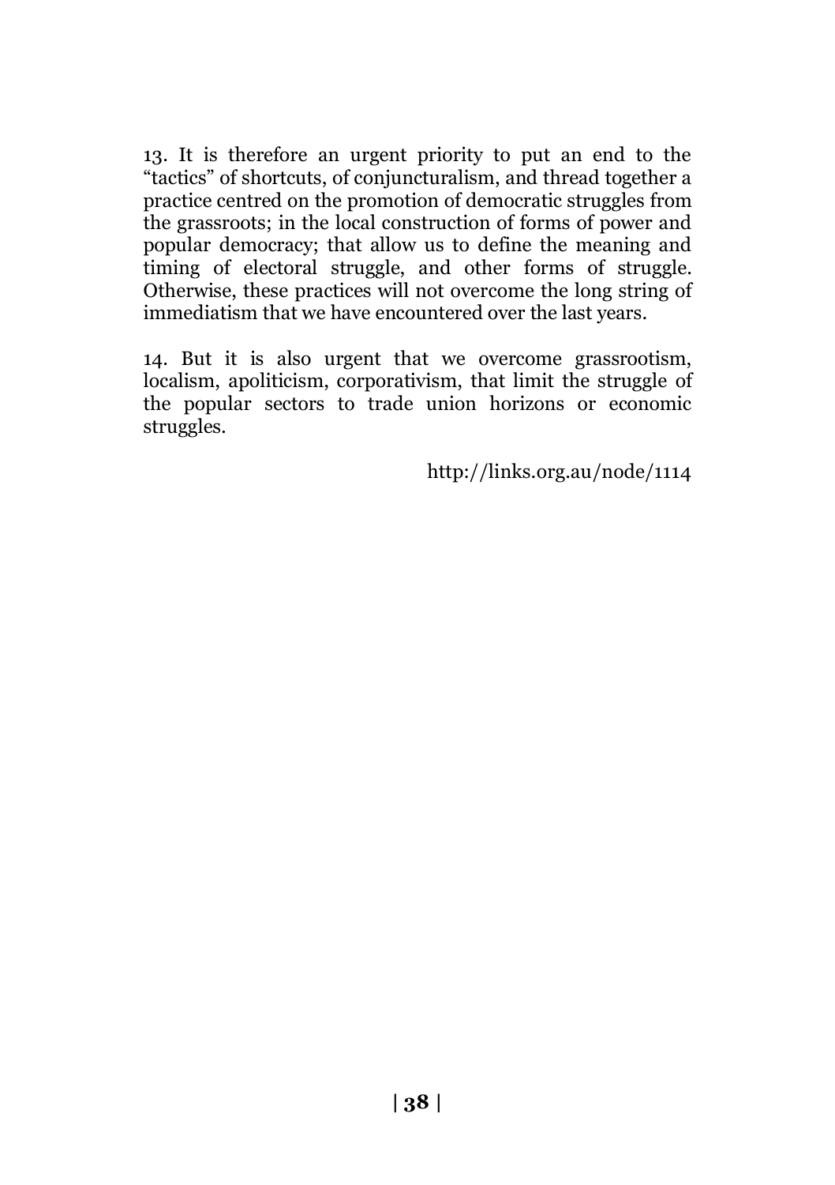13. It is therefore an urgent priority to put an end to the "tactics" of shortcuts, of conjuncturalism, and thread together a practice centred on the promotion of democratic struggles from the grassroots; in the local construction of forms of power and popular democracy; that allow us to define the meaning and timing of electoral struggle, and other forms of struggle. Otherwise, these practices will not overcome the long string of immediatism that we have encountered over the last years.

14. But it is also urgent that we overcome grassrootism, localism, apoliticism, corporativism, that limit the struggle of the popular sectors to trade union horizons or economic struggles.

http://links.org.au/node/1114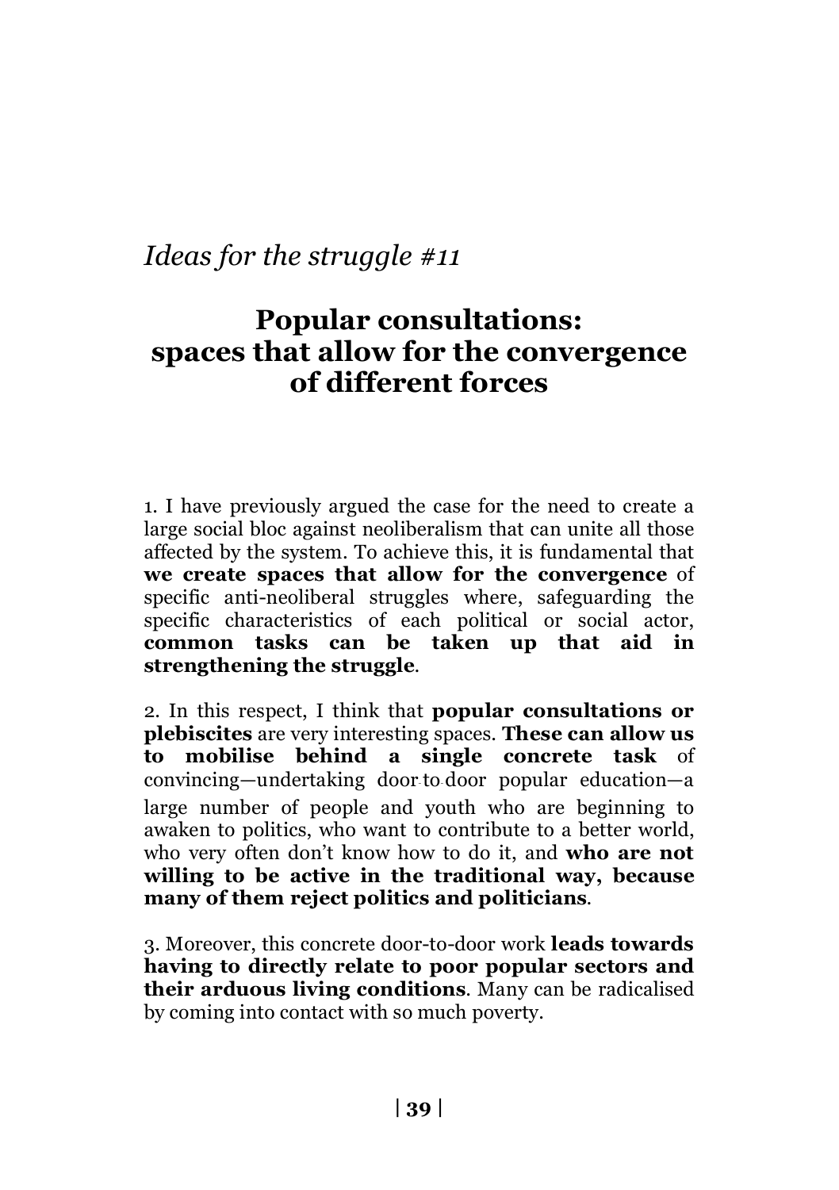*Ideas for the struggle #11*

# Popular consultations: spaces that allow for the convergence of different forces

1. I have previously argued the case for the need to create a large social bloc against neoliberalism that can unite all those affected by the system. To achieve this, it is fundamental that **we create spaces that allow for the convergence** of specific anti-neoliberal struggles where, safeguarding the specific characteristics of each political or social actor, **common tasks can be taken up that aid in strengthening the struggle**.

2. In this respect, I think that **popular consultations or plebiscites** are very interesting spaces. **These can allow us to mobilise behind a single concrete task** of convincing—undertaking door-to-door popular education—a large number of people and youth who are beginning to awaken to politics, who want to contribute to a better world, who very often don't know how to do it, and **who are not willing to be active in the traditional way, because many of them reject politics and politicians**.

3. Moreover, this concrete door-to-door work **leads towards having to directly relate to poor popular sectors and their arduous living conditions**. Many can be radicalised by coming into contact with so much poverty.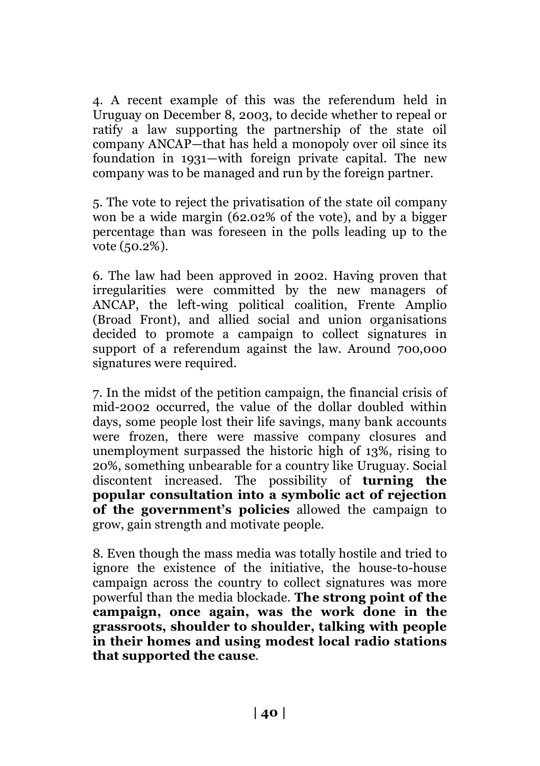4. A recent example of this was the referendum held in Uruguay on December 8, 2003, to decide whether to repeal or ratify a law supporting the partnership of the state oil company ANCAP—that has held a monopoly over oil since its foundation in 1931—with foreign private capital. The new company was to be managed and run by the foreign partner.

5. The vote to reject the privatisation of the state oil company won be a wide margin (62.02% of the vote), and by a bigger percentage than was foreseen in the polls leading up to the vote (50.2%).

6. The law had been approved in 2002. Having proven that irregularities were committed by the new managers of ANCAP, the left-wing political coalition, Frente Amplio (Broad Front), and allied social and union organisations decided to promote a campaign to collect signatures in support of a referendum against the law. Around 700,000 signatures were required.

7. In the midst of the petition campaign, the financial crisis of mid-2002 occurred, the value of the dollar doubled within days, some people lost their life savings, many bank accounts were frozen, there were massive company closures and unemployment surpassed the historic high of 13%, rising to 20%, something unbearable for a country like Uruguay. Social discontent increased. The possibility of **turning the popular consultation into a symbolic act of rejection of the government's policies** allowed the campaign to grow, gain strength and motivate people.

8. Even though the mass media was totally hostile and tried to ignore the existence of the initiative, the house-to-house campaign across the country to collect signatures was more powerful than the media blockade. **The strong point of the campaign, once again, was the work done in the grassroots, shoulder to shoulder, talking with people in their homes and using modest local radio stations that supported the cause**.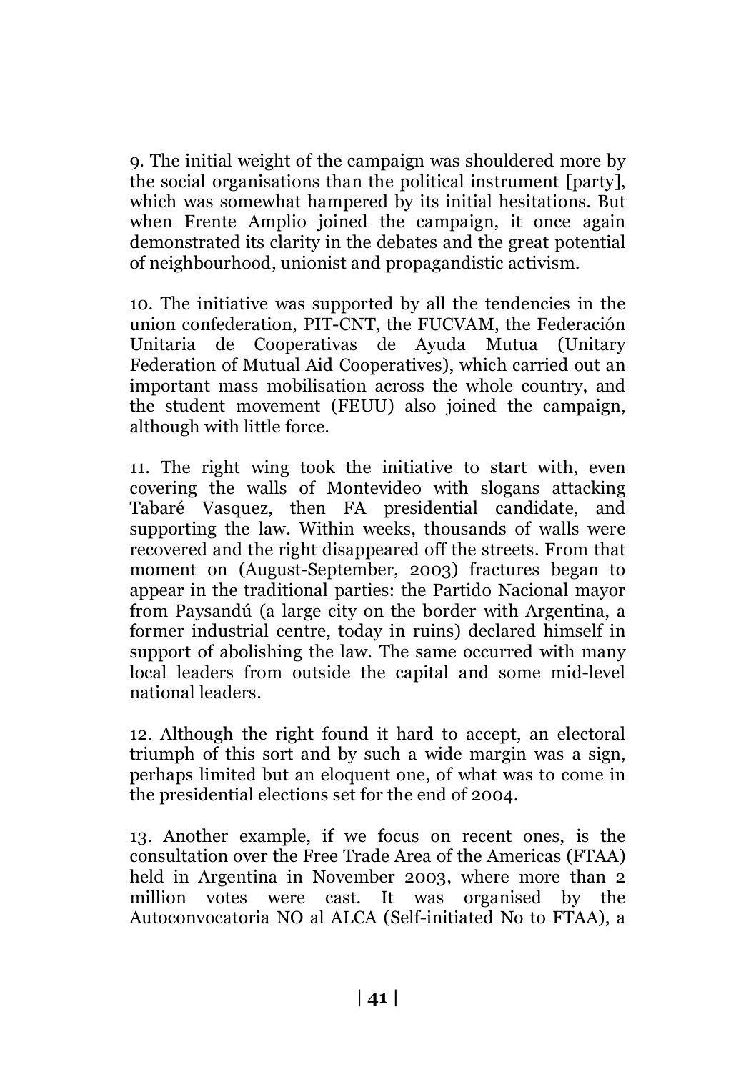9. The initial weight of the campaign was shouldered more by the social organisations than the political instrument [party], which was somewhat hampered by its initial hesitations. But when Frente Amplio joined the campaign, it once again demonstrated its clarity in the debates and the great potential of neighbourhood, unionist and propagandistic activism.

10. The initiative was supported by all the tendencies in the union confederation, PIT-CNT, the FUCVAM, the Federación Unitaria de Cooperativas de Ayuda Mutua (Unitary Federation of Mutual Aid Cooperatives), which carried out an important mass mobilisation across the whole country, and the student movement (FEUU) also joined the campaign, although with little force.

11. The right wing took the initiative to start with, even covering the walls of Montevideo with slogans attacking Tabaré Vasquez, then FA presidential candidate, and supporting the law. Within weeks, thousands of walls were recovered and the right disappeared off the streets. From that moment on (August-September, 2003) fractures began to appear in the traditional parties: the Partido Nacional mayor from Paysandú (a large city on the border with Argentina, a former industrial centre, today in ruins) declared himself in support of abolishing the law. The same occurred with many local leaders from outside the capital and some mid-level national leaders.

12. Although the right found it hard to accept, an electoral triumph of this sort and by such a wide margin was a sign, perhaps limited but an eloquent one, of what was to come in the presidential elections set for the end of 2004.

13. Another example, if we focus on recent ones, is the consultation over the Free Trade Area of the Americas (FTAA) held in Argentina in November 2003, where more than 2 million votes were cast. It was organised by the Autoconvocatoria NO al ALCA (Self-initiated No to FTAA), a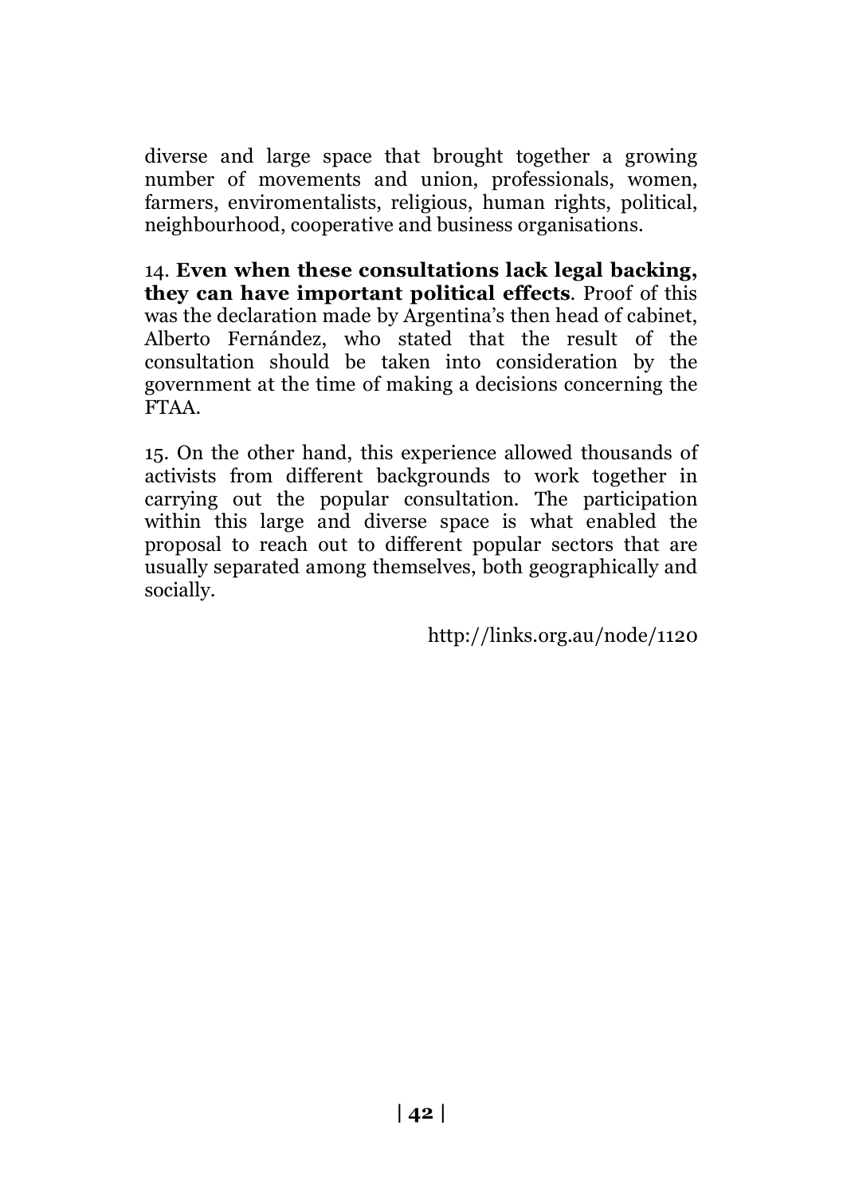diverse and large space that brought together a growing number of movements and union, professionals, women, farmers, enviromentalists, religious, human rights, political, neighbourhood, cooperative and business organisations.

14. **Even when these consultations lack legal backing, they can have important political effects**. Proof of this was the declaration made by Argentina's then head of cabinet, Alberto Fernández, who stated that the result of the consultation should be taken into consideration by the government at the time of making a decisions concerning the FTAA.

15. On the other hand, this experience allowed thousands of activists from different backgrounds to work together in carrying out the popular consultation. The participation within this large and diverse space is what enabled the proposal to reach out to different popular sectors that are usually separated among themselves, both geographically and socially.

http://links.org.au/node/1120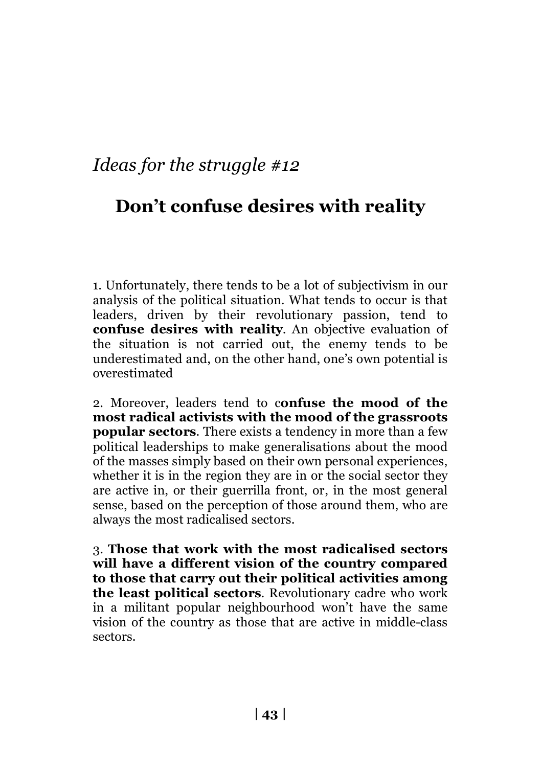*Ideas for the struggle #12*

## Don’t confuse desires with reality

1. Unfortunately, there tends to be a lot of subjectivism in our analysis of the political situation. What tends to occur is that leaders, driven by their revolutionary passion, tend to **confuse desires with reality**. An objective evaluation of the situation is not carried out, the enemy tends to be underestimated and, on the other hand, one’s own potential is overestimated

2. Moreover, leaders tend to c**onfuse the mood of the most radical activists with the mood of the grassroots popular sectors**. There exists a tendency in more than a few political leaderships to make generalisations about the mood of the masses simply based on their own personal experiences, whether it is in the region they are in or the social sector they are active in, or their guerrilla front, or, in the most general sense, based on the perception of those around them, who are always the most radicalised sectors.

3. **Those that work with the most radicalised sectors will have a different vision of the country compared to those that carry out their political activities among the least political sectors**. Revolutionary cadre who work in a militant popular neighbourhood won’t have the same vision of the country as those that are active in middle-class sectors.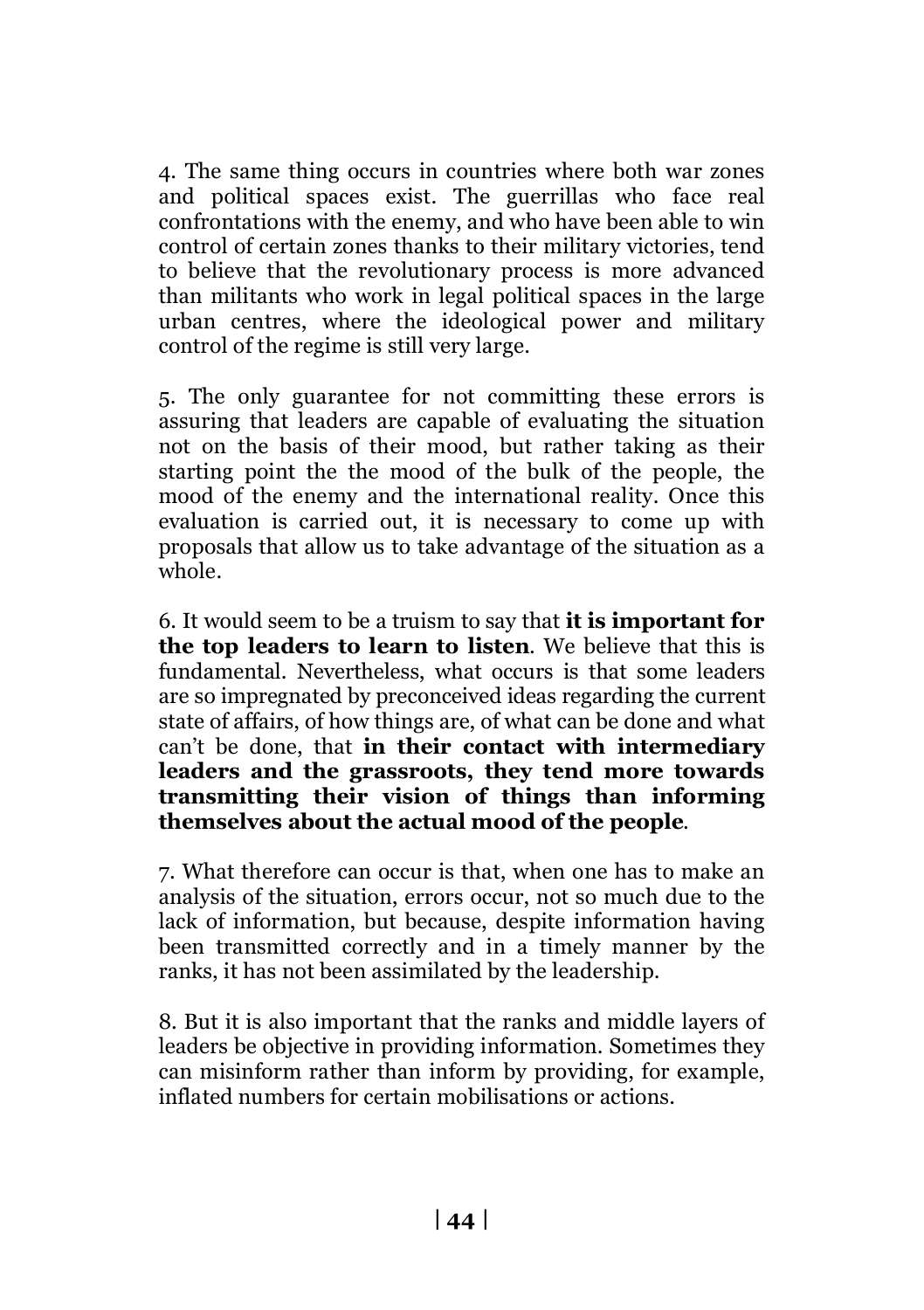4. The same thing occurs in countries where both war zones and political spaces exist. The guerrillas who face real confrontations with the enemy, and who have been able to win control of certain zones thanks to their military victories, tend to believe that the revolutionary process is more advanced than militants who work in legal political spaces in the large urban centres, where the ideological power and military control of the regime is still very large.

5. The only guarantee for not committing these errors is assuring that leaders are capable of evaluating the situation not on the basis of their mood, but rather taking as their starting point the the mood of the bulk of the people, the mood of the enemy and the international reality. Once this evaluation is carried out, it is necessary to come up with proposals that allow us to take advantage of the situation as a whole.

6. It would seem to be a truism to say that **it is important for the top leaders to learn to listen**. We believe that this is fundamental. Nevertheless, what occurs is that some leaders are so impregnated by preconceived ideas regarding the current state of affairs, of how things are, of what can be done and what can't be done, that **in their contact with intermediary leaders and the grassroots, they tend more towards transmitting their vision of things than informing themselves about the actual mood of the people**.

7. What therefore can occur is that, when one has to make an analysis of the situation, errors occur, not so much due to the lack of information, but because, despite information having been transmitted correctly and in a timely manner by the ranks, it has not been assimilated by the leadership.

8. But it is also important that the ranks and middle layers of leaders be objective in providing information. Sometimes they can misinform rather than inform by providing, for example, inflated numbers for certain mobilisations or actions.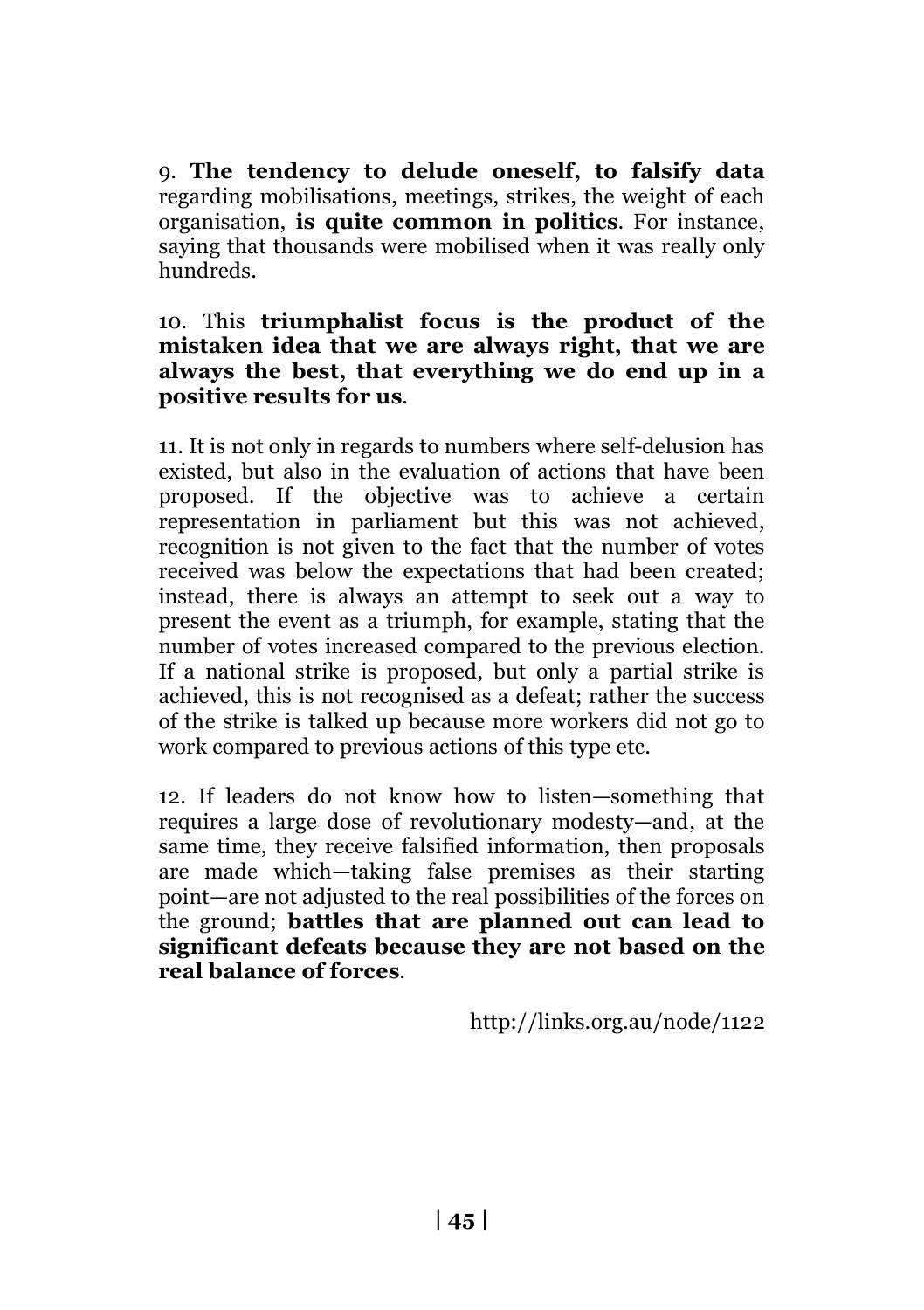9. **The tendency to delude oneself, to falsify data** regarding mobilisations, meetings, strikes, the weight of each organisation, **is quite common in politics**. For instance, saying that thousands were mobilised when it was really only hundreds.

10. This **triumphalist focus is the product of the mistaken idea that we are always right, that we are always the best, that everything we do end up in a positive results for us**.

11. It is not only in regards to numbers where self-delusion has existed, but also in the evaluation of actions that have been proposed. If the objective was to achieve a certain representation in parliament but this was not achieved, recognition is not given to the fact that the number of votes received was below the expectations that had been created; instead, there is always an attempt to seek out a way to present the event as a triumph, for example, stating that the number of votes increased compared to the previous election. If a national strike is proposed, but only a partial strike is achieved, this is not recognised as a defeat; rather the success of the strike is talked up because more workers did not go to work compared to previous actions of this type etc.

12. If leaders do not know how to listen—something that requires a large dose of revolutionary modesty—and, at the same time, they receive falsified information, then proposals are made which—taking false premises as their starting point—are not adjusted to the real possibilities of the forces on the ground; **battles that are planned out can lead to significant defeats because they are not based on the real balance of forces**.

http://links.org.au/node/1122